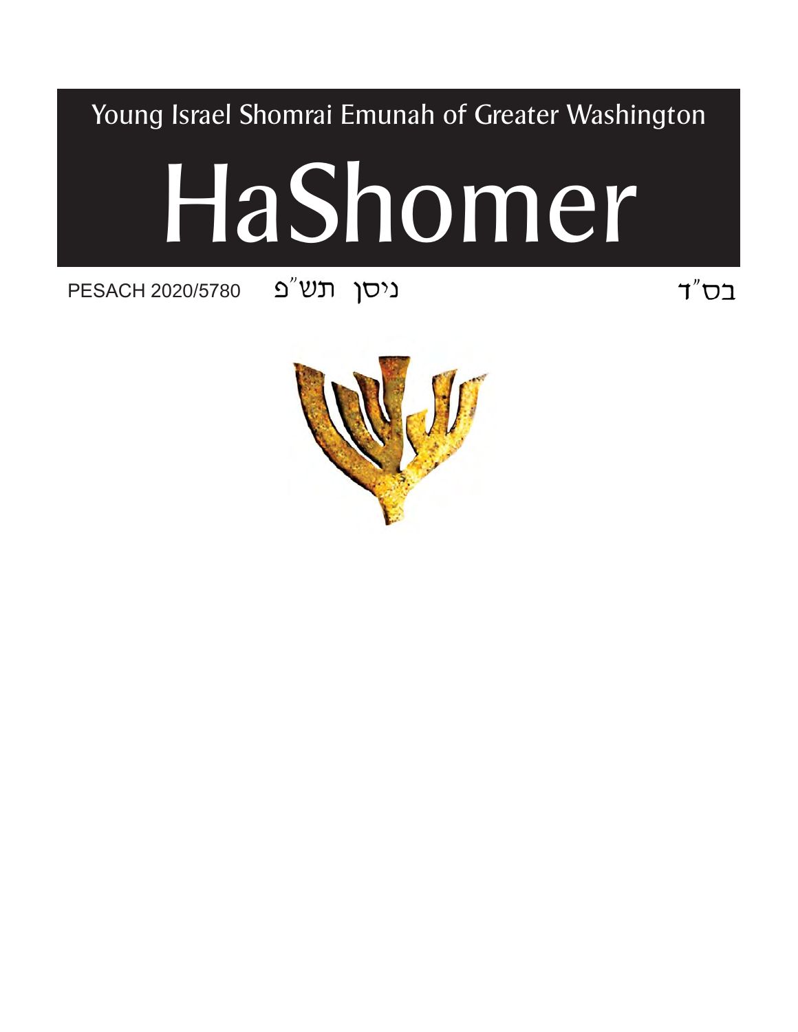Young Israel Shomrai Emunah of Greater Washington

# HaShomer

PESACH 2020/5780 ניסן תש"פ בס"ד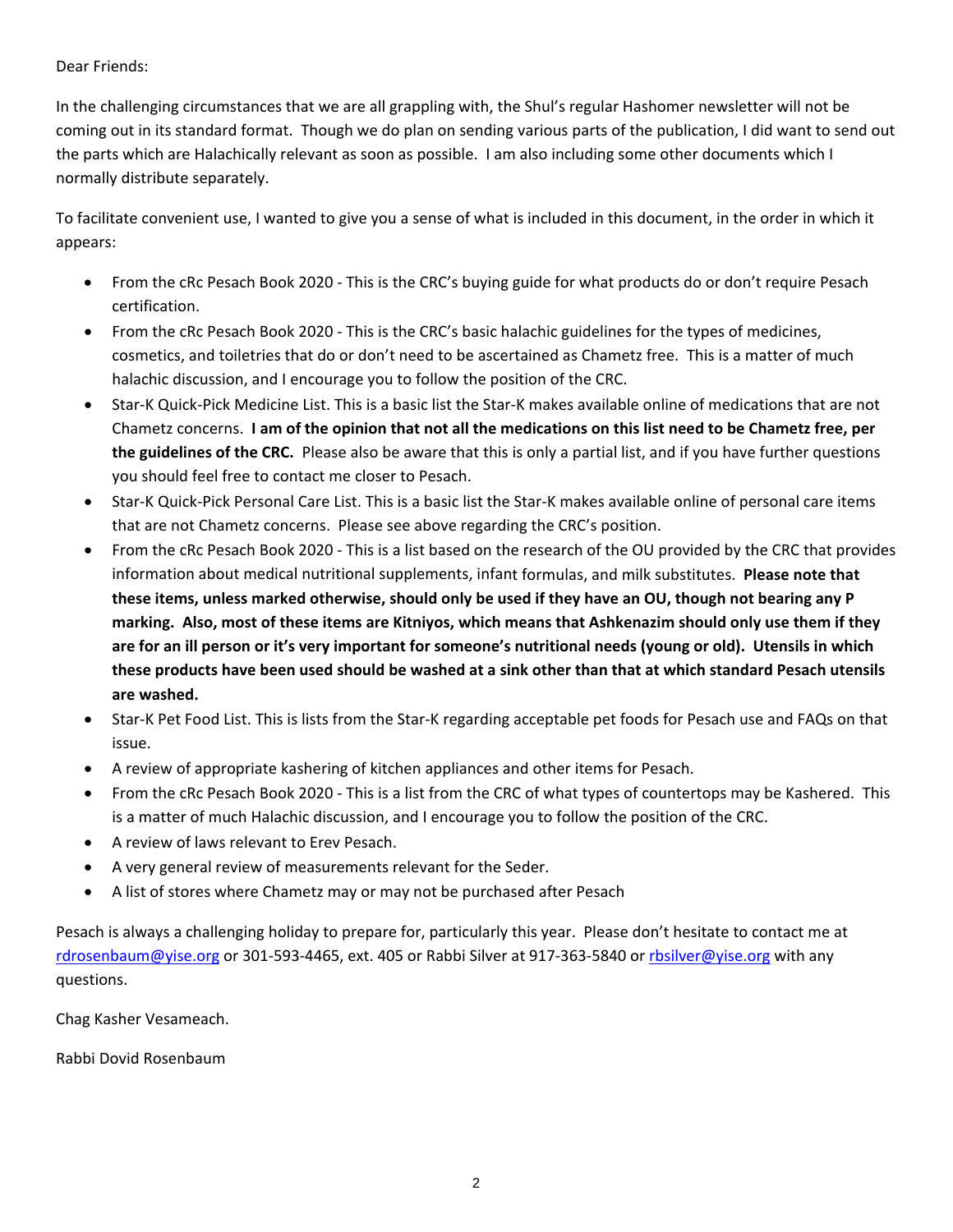Dear Friends:

In the challenging circumstances that we are all grappling with, the Shul's regular Hashomer newsletter will not be coming out in its standard format. Though we do plan on sending various parts of the publication, I did want to send out the parts which are Halachically relevant as soon as possible. I am also including some other documents which I normally distribute separately.

To facilitate convenient use, I wanted to give you a sense of what is included in this document, in the order in which it appears:

- From the cRc Pesach Book 2020 - This is the CRC's buying guide for what products do or don't require Pesach certification.
- From the cRc Pesach Book 2020 - This is the CRC's basic halachic guidelines for the types of medicines, cosmetics, and toiletries that do or don't need to be ascertained as Chametz free. This is a matter of much halachic discussion, and I encourage you to follow the position of the CRC.
- Star-K Quick-Pick Medicine List. This is a basic list the Star-K makes available online of medications that are not Chametz concerns. **I am of the opinion that not all the medications on this list need to be Chametz free, per the guidelines of the CRC.** Please also be aware that this is only a partial list, and if you have further questions you should feel free to contact me closer to Pesach.
- Star-K Quick-Pick Personal Care List. This is a basic list the Star-K makes available online of personal care items that are not Chametz concerns. Please see above regarding the CRC's position.
- From the cRc Pesach Book 2020 - This is a list based on the research of the OU provided by the CRC that provides information about medical nutritional supplements, infant formulas, and milk substitutes. **Please note that these items, unless marked otherwise, should only be used if they have an OU, though not bearing any P marking. Also, most of these items are Kitniyos, which means that Ashkenazim should only use them if they are for an ill person or it's very important for someone's nutritional needs (young or old). Utensils in which these products have been used should be washed at a sink other than that at which standard Pesach utensils are washed.**
- Star-K Pet Food List. This is lists from the Star-K regarding acceptable pet foods for Pesach use and FAQs on that issue.
- A review of appropriate kashering of kitchen appliances and other items for Pesach.
- From the cRc Pesach Book 2020 - This is a list from the CRC of what types of countertops may be Kashered. This is a matter of much Halachic discussion, and I encourage you to follow the position of the CRC.
- A review of laws relevant to Erev Pesach.
- A very general review of measurements relevant for the Seder.
- A list of stores where Chametz may or may not be purchased after Pesach

Pesach is always a challenging holiday to prepare for, particularly this year. Please don't hesitate to contact me at rdrosenbaum@yise.org or 301-593-4465, ext. 405 or Rabbi Silver at 917-363-5840 or rbsilver@yise.org with any questions.

Chag Kasher Vesameach.

Rabbi Dovid Rosenbaum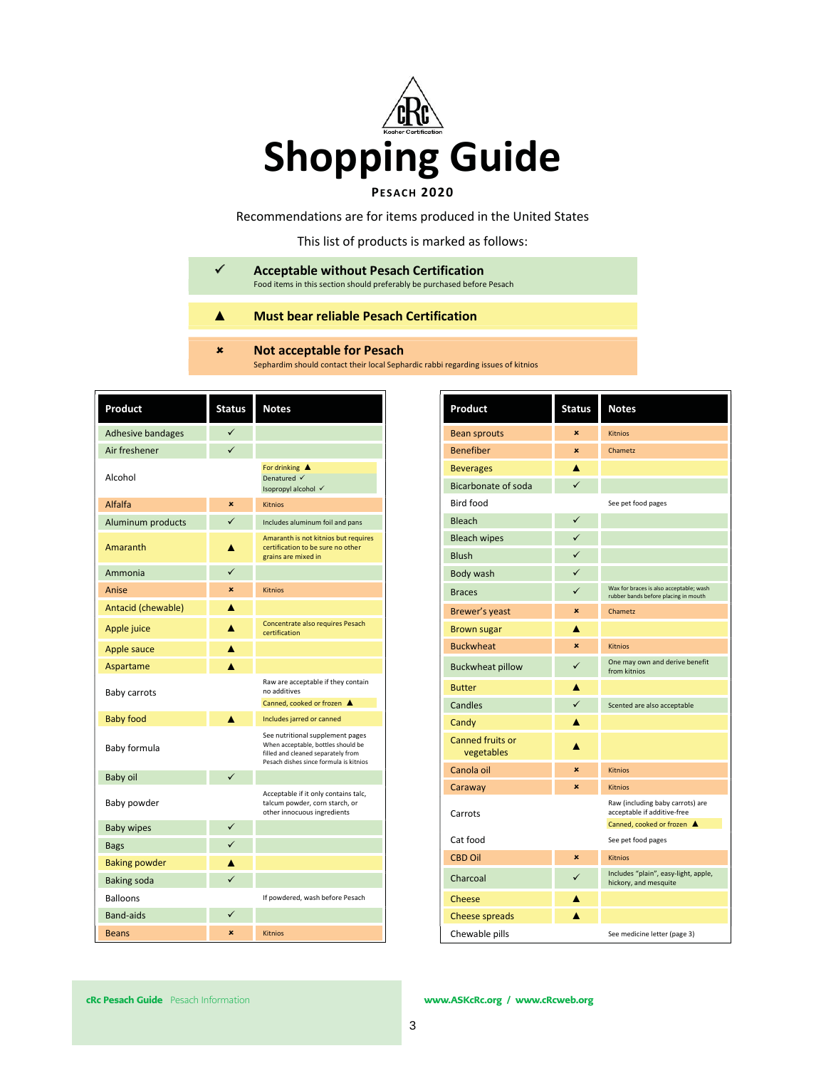# Shopping Guide

**Pesach 2020**

Recommendations are for items produced in the United States

This list of products is marked as follows:

| | |
|---|---|
| ✓ | **Acceptable without Pesach Certification** Food items in this section should preferably be purchased before Pesach |
| ▲ | **Must bear reliable Pesach Certification** |
| ✖ | **Not acceptable for Pesach** Sephardim should contact their local Sephardic rabbi regarding issues of kitnios |

| Product | Status | Notes |
|---|---|---|
| Adhesive bandages | ✓ | |
| Air freshener | ✓ | |
| Alcohol | | For drinking ▲ Denatured ✓ Isopropyl alcohol ✓ |
| Alfalfa | ✖ | Kitnios |
| Aluminum products | ✓ | Includes aluminum foil and pans |
| Amaranth | ▲ | Amaranth is not kitnios but requires certification to be sure no other grains are mixed in |
| Ammonia | ✓ | |
| Anise | ✖ | Kitnios |
| Antacid (chewable) | ▲ | |
| Apple juice | ▲ | Concentrate also requires Pesach certification |
| Apple sauce | ▲ | |
| Aspartame | ▲ | |
| Baby carrots | | Raw are acceptable if they contain no additives; Canned, cooked or frozen ▲ |
| Baby food | ▲ | Includes jarred or canned |
| Baby formula | | See nutritional supplement pages When acceptable, bottles should be filled and cleaned separately from Pesach dishes since formula is kitnios |
| Baby oil | ✓ | |
| Baby powder | | Acceptable if it only contains talc, talcum powder, corn starch, or other innocuous ingredients |
| Baby wipes | ✓ | |
| Bags | ✓ | |
| Baking powder | ▲ | |
| Baking soda | ✓ | |
| Balloons | | If powdered, wash before Pesach |
| Band-aids | ✓ | |
| Beans | ✖ | Kitnios |
| Bean sprouts | ✖ | Kitnios |
| Benefiber | ✖ | Chametz |
| Beverages | ▲ | |
| Bicarbonate of soda | ✓ | |
| Bird food | | See pet food pages |
| Bleach | ✓ | |
| Bleach wipes | ✓ | |
| Blush | ✓ | |
| Body wash | ✓ | |
| Braces | ✓ | Wax for braces is also acceptable; wash rubber bands before placing in mouth |
| Brewer's yeast | ✖ | Chametz |
| Brown sugar | ▲ | |
| Buckwheat | ✖ | Kitnios |
| Buckwheat pillow | ✓ | One may own and derive benefit from kitnios |
| Butter | ▲ | |
| Candles | ✓ | Scented are also acceptable |
| Candy | ▲ | |
| Canned fruits or vegetables | ▲ | |
| Canola oil | ✖ | Kitnios |
| Caraway | ✖ | Kitnios |
| Carrots | | Raw (including baby carrots) are acceptable if additive-free; Canned, cooked or frozen ▲ |
| Cat food | | See pet food pages |
| CBD Oil | ✖ | Kitnios |
| Charcoal | ✓ | Includes "plain", easy-light, apple, hickory, and mesquite |
| Cheese | ▲ | |
| Cheese spreads | ▲ | |
| Chewable pills | | See medicine letter (page 3) |

**cRc Pesach Guide** Pesach Information

www.ASKcRc.org / www.cRcweb.org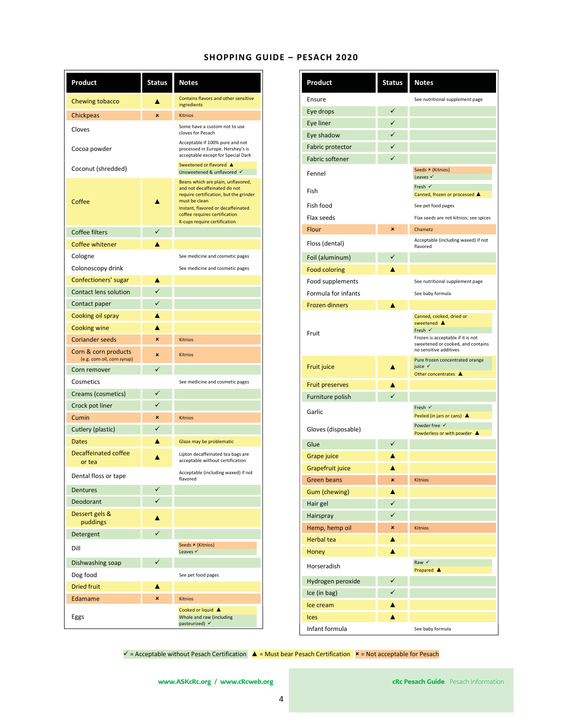## SHOPPING GUIDE – PESACH 2020

| Product | Status | Notes |
|---|---|---|
| Chewing tobacco | ▲ | Contains flavors and other sensitive ingredients |
| Chickpeas | ✖ | Kitnios |
| Cloves | | Some have a custom not to use cloves for Pesach |
| Cocoa powder | | Acceptable if 100% pure and not processed in Europe. Hershey's is acceptable except for Special Dark |
| Coconut (shredded) | | Sweetened or flavored ▲<br>Unsweetened & unflavored ✓ |
| Coffee | ▲ | Beans which are plain, unflavored, and not decaffeinated do not require certification, but the grinder must be clean<br>Instant, flavored or decaffeinated coffee requires certification<br>K-cups require certification |
| Coffee filters | ✓ | |
| Coffee whitener | ▲ | |
| Cologne | | See medicine and cosmetic pages |
| Colonoscopy drink | | See medicine and cosmetic pages |
| Confectioners' sugar | ▲ | |
| Contact lens solution | ✓ | |
| Contact paper | ✓ | |
| Cooking oil spray | ▲ | |
| Cooking wine | ▲ | |
| Coriander seeds | ✖ | Kitnios |
| Corn & corn products (e.g. corn oil, corn syrup) | ✖ | Kitnios |
| Corn remover | ✓ | |
| Cosmetics | | See medicine and cosmetic pages |
| Creams (cosmetics) | ✓ | |
| Crock pot liner | ✓ | |
| Cumin | ✖ | Kitnios |
| Cutlery (plastic) | ✓ | |
| Dates | ▲ | Glaze may be problematic |
| Decaffeinated coffee or tea | ▲ | Lipton decaffeinated tea bags are acceptable without certification |
| Dental floss or tape | | Acceptable (including waxed) if not flavored |
| Dentures | ✓ | |
| Deodorant | ✓ | |
| Dessert gels & puddings | ▲ | |
| Detergent | ✓ | |
| Dill | | Seeds ✖ (Kitnios)<br>Leaves ✓ |
| Dishwashing soap | ✓ | |
| Dog food | | See pet food pages |
| Dried fruit | ▲ | |
| Edamame | ✖ | Kitnios |
| Eggs | | Cooked or liquid ▲<br>Whole and raw (including pasteurized) ✓ |

| Product | Status | Notes |
|---|---|---|
| Ensure | | See nutritional supplement page |
| Eye drops | ✓ | |
| Eye liner | ✓ | |
| Eye shadow | ✓ | |
| Fabric protector | ✓ | |
| Fabric softener | ✓ | |
| Fennel | | Seeds ✖ (Kitnios)<br>Leaves ✓ |
| Fish | | Fresh ✓<br>Canned, frozen or processed ▲ |
| Fish food | | See pet food pages |
| Flax seeds | | Flax seeds are not kitnios; see spices |
| Flour | ✖ | Chametz |
| Floss (dental) | | Acceptable (including waxed) if not flavored |
| Foil (aluminum) | ✓ | |
| Food coloring | ▲ | |
| Food supplements | | See nutritional supplement page |
| Formula for infants | | See baby formula |
| Frozen dinners | ▲ | |
| Fruit | | Canned, cooked, dried or sweetened ▲<br>Fresh ✓<br>Frozen is acceptable if it is not sweetened or cooked, and contains no sensitive additives |
| Fruit juice | ▲ | Pure frozen concentrated orange juice ✓<br>Other concentrates ▲ |
| Fruit preserves | ▲ | |
| Furniture polish | ✓ | |
| Garlic | | Fresh ✓<br>Peeled (in jars or cans) ▲ |
| Gloves (disposable) | | Powder free ✓<br>Powderless or with powder ▲ |
| Glue | ✓ | |
| Grape juice | ▲ | |
| Grapefruit juice | ▲ | |
| Green beans | ✖ | Kitnios |
| Gum (chewing) | ▲ | |
| Hair gel | ✓ | |
| Hairspray | ✓ | |
| Hemp, hemp oil | ✖ | Kitnios |
| Herbal tea | ▲ | |
| Honey | ▲ | |
| Horseradish | | Raw ✓<br>Prepared ▲ |
| Hydrogen peroxide | ✓ | |
| Ice (in bag) | ✓ | |
| Ice cream | ▲ | |
| Ices | ▲ | |
| Infant formula | | See baby formula |

✓ = Acceptable without Pesach Certification ▲ = Must bear Pesach Certification ✖ = Not acceptable for Pesach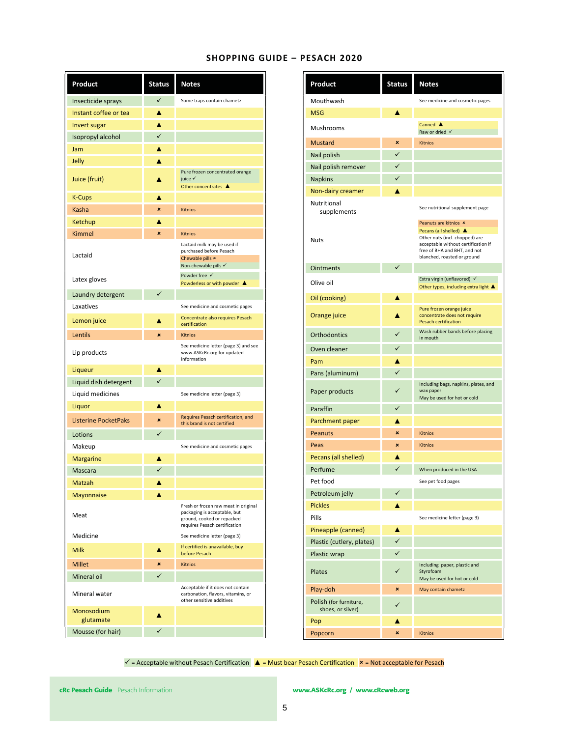# SHOPPING GUIDE – PESACH 2020

| Product | Status | Notes |
|---|---|---|
| Insecticide sprays | ✓ | Some traps contain chametz |
| Instant coffee or tea | ▲ | |
| Invert sugar | ▲ | |
| Isopropyl alcohol | ✓ | |
| Jam | ▲ | |
| Jelly | ▲ | |
| Juice (fruit) | ▲ | Pure frozen concentrated orange juice ✓<br>Other concentrates ▲ |
| K-Cups | ▲ | |
| Kasha | ✖ | Kitnios |
| Ketchup | ▲ | |
| Kimmel | ✖ | Kitnios |
| Lactaid | | Lactaid milk may be used if purchased before Pesach<br>Chewable pills ✖<br>Non-chewable pills ✓ |
| Latex gloves | | Powder free ✓<br>Powderless or with powder ▲ |
| Laundry detergent | ✓ | |
| Laxatives | | See medicine and cosmetic pages |
| Lemon juice | ▲ | Concentrate also requires Pesach certification |
| Lentils | ✖ | Kitnios |
| Lip products | | See medicine letter (page 3) and see www.ASKcRc.org for updated information |
| Liqueur | ▲ | |
| Liquid dish detergent | ✓ | |
| Liquid medicines | | See medicine letter (page 3) |
| Liquor | ▲ | |
| Listerine PocketPaks | ✖ | Requires Pesach certification, and this brand is not certified |
| Lotions | ✓ | |
| Makeup | | See medicine and cosmetic pages |
| Margarine | ▲ | |
| Mascara | ✓ | |
| Matzah | ▲ | |
| Mayonnaise | ▲ | |
| Meat | | Fresh or frozen raw meat in original packaging is acceptable, but ground, cooked or repacked requires Pesach certification |
| Medicine | | See medicine letter (page 3) |
| Milk | ▲ | If certified is unavailable, buy before Pesach |
| Millet | ✖ | Kitnios |
| Mineral oil | ✓ | |
| Mineral water | | Acceptable if it does not contain carbonation, flavors, vitamins, or other sensitive additives |
| Monosodium glutamate | ▲ | |
| Mousse (for hair) | ✓ | |

| Product | Status | Notes |
|---|---|---|
| Mouthwash | | See medicine and cosmetic pages |
| MSG | ▲ | |
| Mushrooms | | Canned ▲<br>Raw or dried ✓ |
| Mustard | ✖ | Kitnios |
| Nail polish | ✓ | |
| Nail polish remover | ✓ | |
| Napkins | ✓ | |
| Non-dairy creamer | ▲ | |
| Nutritional supplements | | See nutritional supplement page |
| Nuts | | Peanuts are kitnios ✖<br>Pecans (all shelled) ▲<br>Other nuts (incl. chopped) are acceptable without certification if free of BHA and BHT, and not blanched, roasted or ground |
| Ointments | ✓ | |
| Olive oil | | Extra virgin (unflavored) ✓<br>Other types, including extra light ▲ |
| Oil (cooking) | ▲ | |
| Orange juice | ▲ | Pure frozen orange juice concentrate does not require Pesach certification |
| Orthodontics | ✓ | Wash rubber bands before placing in mouth |
| Oven cleaner | ✓ | |
| Pam | ▲ | |
| Pans (aluminum) | ✓ | |
| Paper products | ✓ | Including bags, napkins, plates, and wax paper<br>May be used for hot or cold |
| Paraffin | ✓ | |
| Parchment paper | ▲ | |
| Peanuts | ✖ | Kitnios |
| Peas | ✖ | Kitnios |
| Pecans (all shelled) | ▲ | |
| Perfume | ✓ | When produced in the USA |
| Pet food | | See pet food pages |
| Petroleum jelly | ✓ | |
| Pickles | ▲ | |
| Pills | | See medicine letter (page 3) |
| Pineapple (canned) | ▲ | |
| Plastic (cutlery, plates) | ✓ | |
| Plastic wrap | ✓ | |
| Plates | ✓ | Including paper, plastic and Styrofoam<br>May be used for hot or cold |
| Play-doh | ✖ | May contain chametz |
| Polish (for furniture, shoes, or silver) | ✓ | |
| Pop | ▲ | |
| Popcorn | ✖ | Kitnios |

✓ = Acceptable without Pesach Certification ▲ = Must bear Pesach Certification ✖ = Not acceptable for Pesach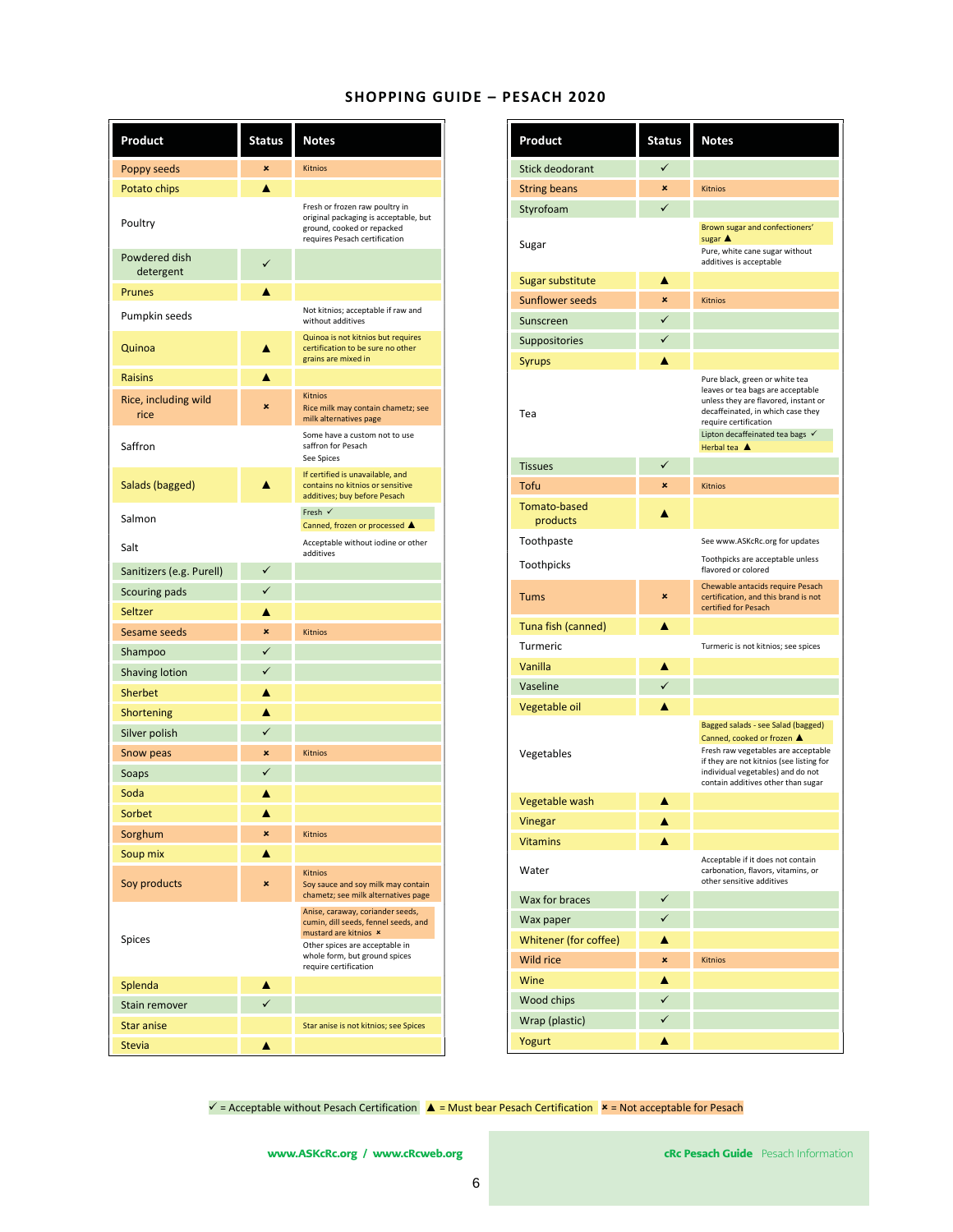## SHOPPING GUIDE – PESACH 2020

| Product | Status | Notes |
|---|---|---|
| Poppy seeds | × | Kitnios |
| Potato chips | ▲ | |
| Poultry | | Fresh or frozen raw poultry in original packaging is acceptable, but ground, cooked or repacked requires Pesach certification |
| Powdered dish detergent | ✓ | |
| Prunes | ▲ | |
| Pumpkin seeds | | Not kitnios; acceptable if raw and without additives |
| Quinoa | ▲ | Quinoa is not kitnios but requires certification to be sure no other grains are mixed in |
| Raisins | ▲ | |
| Rice, including wild rice | × | Kitnios<br>Rice milk may contain chametz; see milk alternatives page |
| Saffron | | Some have a custom not to use saffron for Pesach<br>See Spices |
| Salads (bagged) | ▲ | If certified is unavailable, and contains no kitnios or sensitive additives; buy before Pesach |
| Salmon | | Fresh ✓<br>Canned, frozen or processed ▲ |
| Salt | | Acceptable without iodine or other additives |
| Sanitizers (e.g. Purell) | ✓ | |
| Scouring pads | ✓ | |
| Seltzer | ▲ | |
| Sesame seeds | × | Kitnios |
| Shampoo | ✓ | |
| Shaving lotion | ✓ | |
| Sherbet | ▲ | |
| Shortening | ▲ | |
| Silver polish | ✓ | |
| Snow peas | × | Kitnios |
| Soaps | ✓ | |
| Soda | ▲ | |
| Sorbet | ▲ | |
| Sorghum | × | Kitnios |
| Soup mix | ▲ | |
| Soy products | × | Kitnios<br>Soy sauce and soy milk may contain chametz; see milk alternatives page |
| Spices | | Anise, caraway, coriander seeds, cumin, dill seeds, fennel seeds, and mustard are kitnios ×<br>Other spices are acceptable in whole form, but ground spices require certification |
| Splenda | ▲ | |
| Stain remover | ✓ | |
| Star anise | | Star anise is not kitnios; see Spices |
| Stevia | ▲ | |
| Stick deodorant | ✓ | |
| String beans | × | Kitnios |
| Styrofoam | ✓ | |
| Sugar | | Brown sugar and confectioners' sugar ▲<br>Pure, white cane sugar without additives is acceptable |
| Sugar substitute | ▲ | |
| Sunflower seeds | × | Kitnios |
| Sunscreen | ✓ | |
| Suppositories | ✓ | |
| Syrups | ▲ | |
| Tea | | Pure black, green or white tea leaves or tea bags are acceptable unless they are flavored, instant or decaffeinated, in which case they require certification<br>Lipton decaffeinated tea bags ✓<br>Herbal tea ▲ |
| Tissues | ✓ | |
| Tofu | × | Kitnios |
| Tomato-based products | ▲ | |
| Toothpaste | | See www.ASKcRc.org for updates |
| Toothpicks | | Toothpicks are acceptable unless flavored or colored |
| Tums | × | Chewable antacids require Pesach certification, and this brand is not certified for Pesach |
| Tuna fish (canned) | ▲ | |
| Turmeric | | Turmeric is not kitnios; see spices |
| Vanilla | ▲ | |
| Vaseline | ✓ | |
| Vegetable oil | ▲ | |
| Vegetables | | Bagged salads - see Salad (bagged)<br>Canned, cooked or frozen ▲<br>Fresh raw vegetables are acceptable if they are not kitnios (see listing for individual vegetables) and do not contain additives other than sugar |
| Vegetable wash | ▲ | |
| Vinegar | ▲ | |
| Vitamins | ▲ | |
| Water | | Acceptable if it does not contain carbonation, flavors, vitamins, or other sensitive additives |
| Wax for braces | ✓ | |
| Wax paper | ✓ | |
| Whitener (for coffee) | ▲ | |
| Wild rice | × | Kitnios |
| Wine | ▲ | |
| Wood chips | ✓ | |
| Wrap (plastic) | ✓ | |
| Yogurt | ▲ | |

✓ = Acceptable without Pesach Certification ▲ = Must bear Pesach Certification × = Not acceptable for Pesach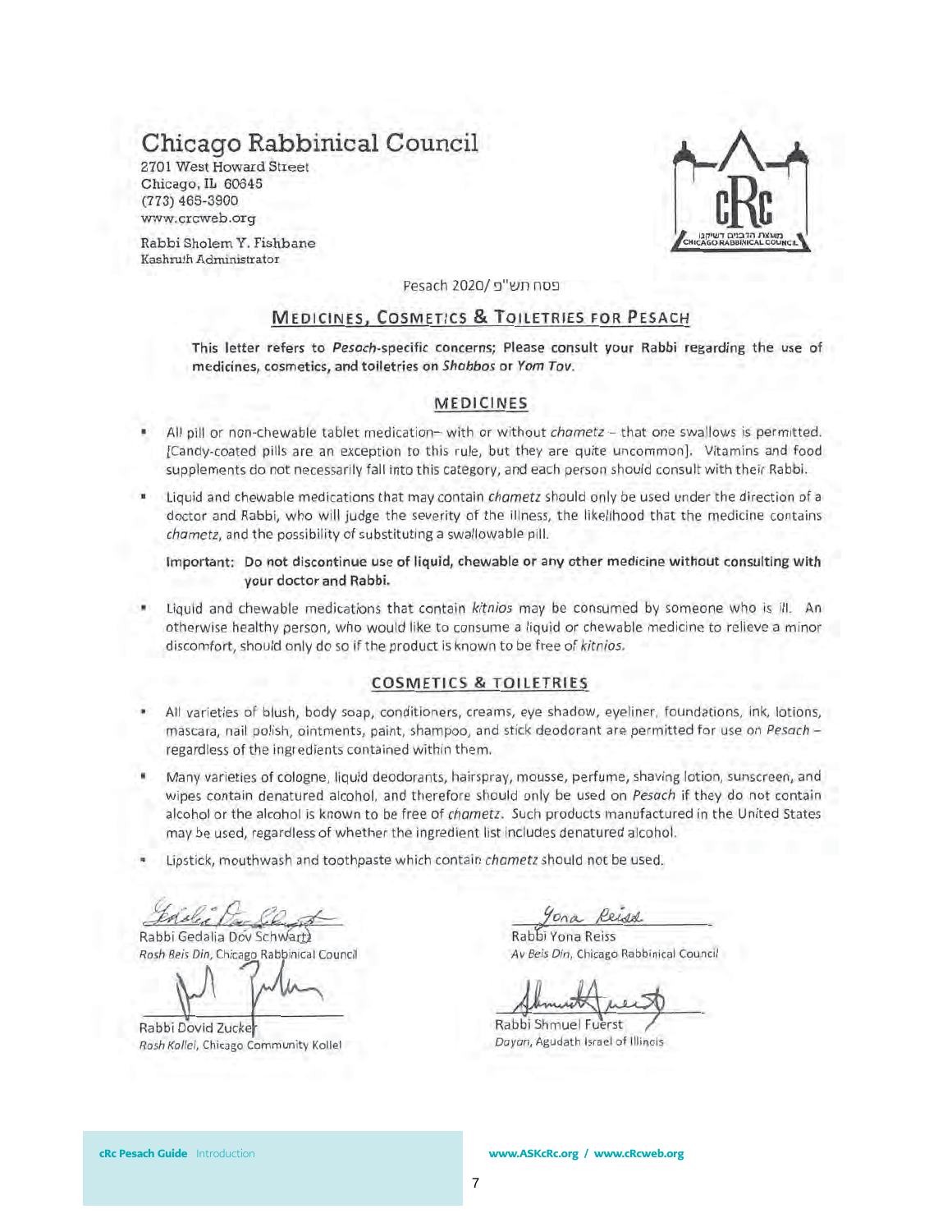# Chicago Rabbinical Council

2701 West Howard Street
Chicago, IL 60645
(773) 465-3900
www.crcweb.org

Rabbi Sholem Y. Fishbane
Kashruth Administrator

Pesach 2020/ פסח תש"פ

## MEDICINES, COSMETICS & TOILETRIES FOR PESACH

**This letter refers to *Pesach*-specific concerns; Please consult your Rabbi regarding the use of medicines, cosmetics, and toiletries on *Shabbos* or *Yom Tov*.**

### MEDICINES

- All pill or non-chewable tablet medication– with or without *chametz* – that one swallows is permitted. [Candy-coated pills are an exception to this rule, but they are quite uncommon]. Vitamins and food supplements do not necessarily fall into this category, and each person should consult with their Rabbi.
- Liquid and chewable medications that may contain *chametz* should only be used under the direction of a doctor and Rabbi, who will judge the severity of the illness, the likelihood that the medicine contains *chametz*, and the possibility of substituting a swallowable pill.

  **Important: Do not discontinue use of liquid, chewable or any other medicine without consulting with your doctor and Rabbi.**

- Liquid and chewable medications that contain *kitnios* may be consumed by someone who is ill. An otherwise healthy person, who would like to consume a liquid or chewable medicine to relieve a minor discomfort, should only do so if the product is known to be free of *kitnios*.

### COSMETICS & TOILETRIES

- All varieties of blush, body soap, conditioners, creams, eye shadow, eyeliner, foundations, ink, lotions, mascara, nail polish, ointments, paint, shampoo, and stick deodorant are permitted for use on *Pesach* – regardless of the ingredients contained within them.
- Many varieties of cologne, liquid deodorants, hairspray, mousse, perfume, shaving lotion, sunscreen, and wipes contain denatured alcohol, and therefore should only be used on *Pesach* if they do not contain alcohol or the alcohol is known to be free of *chametz*. Such products manufactured in the United States may be used, regardless of whether the ingredient list includes denatured alcohol.
- Lipstick, mouthwash and toothpaste which contain *chametz* should not be used.

Rabbi Gedalia Dov Schwartz
*Rosh Beis Din*, Chicago Rabbinical Council

Rabbi Yona Reiss
*Av Beis Din*, Chicago Rabbinical Council

Rabbi Dovid Zucker
*Rosh Kollel*, Chicago Community Kollel

Rabbi Shmuel Fuerst
*Dayan*, Agudath Israel of Illinois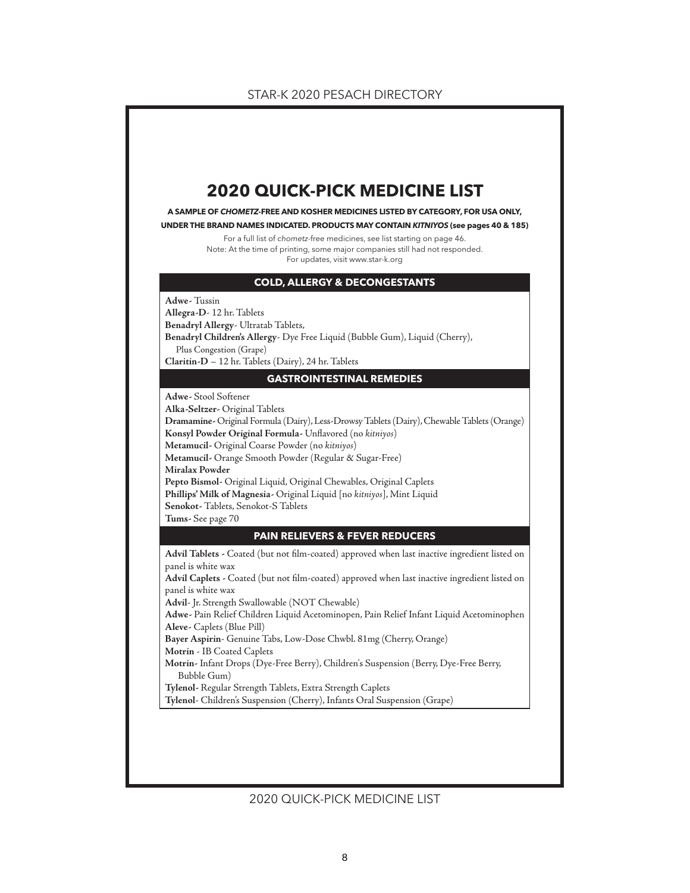# 2020 QUICK-PICK MEDICINE LIST

**A SAMPLE OF *CHOMETZ*-FREE AND KOSHER MEDICINES LISTED BY CATEGORY, FOR USA ONLY, UNDER THE BRAND NAMES INDICATED. PRODUCTS MAY CONTAIN *KITNIYOS* (see pages 40 & 185)**

For a full list of *chometz*-free medicines, see list starting on page 46.
Note: At the time of printing, some major companies still had not responded.
For updates, visit www.star-k.org

## COLD, ALLERGY & DECONGESTANTS

**Adwe-** Tussin
**Allegra-D**- 12 hr. Tablets
**Benadryl Allergy**- Ultratab Tablets,
**Benadryl Children's Allergy**- Dye Free Liquid (Bubble Gum), Liquid (Cherry), Plus Congestion (Grape)
**Claritin-D** – 12 hr. Tablets (Dairy), 24 hr. Tablets

## GASTROINTESTINAL REMEDIES

**Adwe-** Stool Softener
**Alka-Seltzer-** Original Tablets
**Dramamine-** Original Formula (Dairy), Less-Drowsy Tablets (Dairy), Chewable Tablets (Orange)
**Konsyl Powder Original Formula-** Unflavored (no *kitniyos*)
**Metamucil-** Original Coarse Powder (no *kitniyos*)
**Metamucil-** Orange Smooth Powder (Regular & Sugar-Free)
**Miralax Powder**
**Pepto Bismol-** Original Liquid, Original Chewables, Original Caplets
**Phillips' Milk of Magnesia-** Original Liquid [no *kitniyos*], Mint Liquid
**Senokot-** Tablets, Senokot-S Tablets
**Tums-** See page 70

## PAIN RELIEVERS & FEVER REDUCERS

**Advil Tablets -** Coated (but not film-coated) approved when last inactive ingredient listed on panel is white wax
**Advil Caplets -** Coated (but not film-coated) approved when last inactive ingredient listed on panel is white wax
**Advil**- Jr. Strength Swallowable (NOT Chewable)
**Adwe-** Pain Relief Children Liquid Acetominopen, Pain Relief Infant Liquid Acetominophen
**Aleve-** Caplets (Blue Pill)
**Bayer Aspirin**- Genuine Tabs, Low-Dose Chwbl. 81mg (Cherry, Orange)
**Motrin** - IB Coated Caplets
**Motrin-** Infant Drops (Dye-Free Berry), Children's Suspension (Berry, Dye-Free Berry, Bubble Gum)
**Tylenol-** Regular Strength Tablets, Extra Strength Caplets
**Tylenol**- Children's Suspension (Cherry), Infants Oral Suspension (Grape)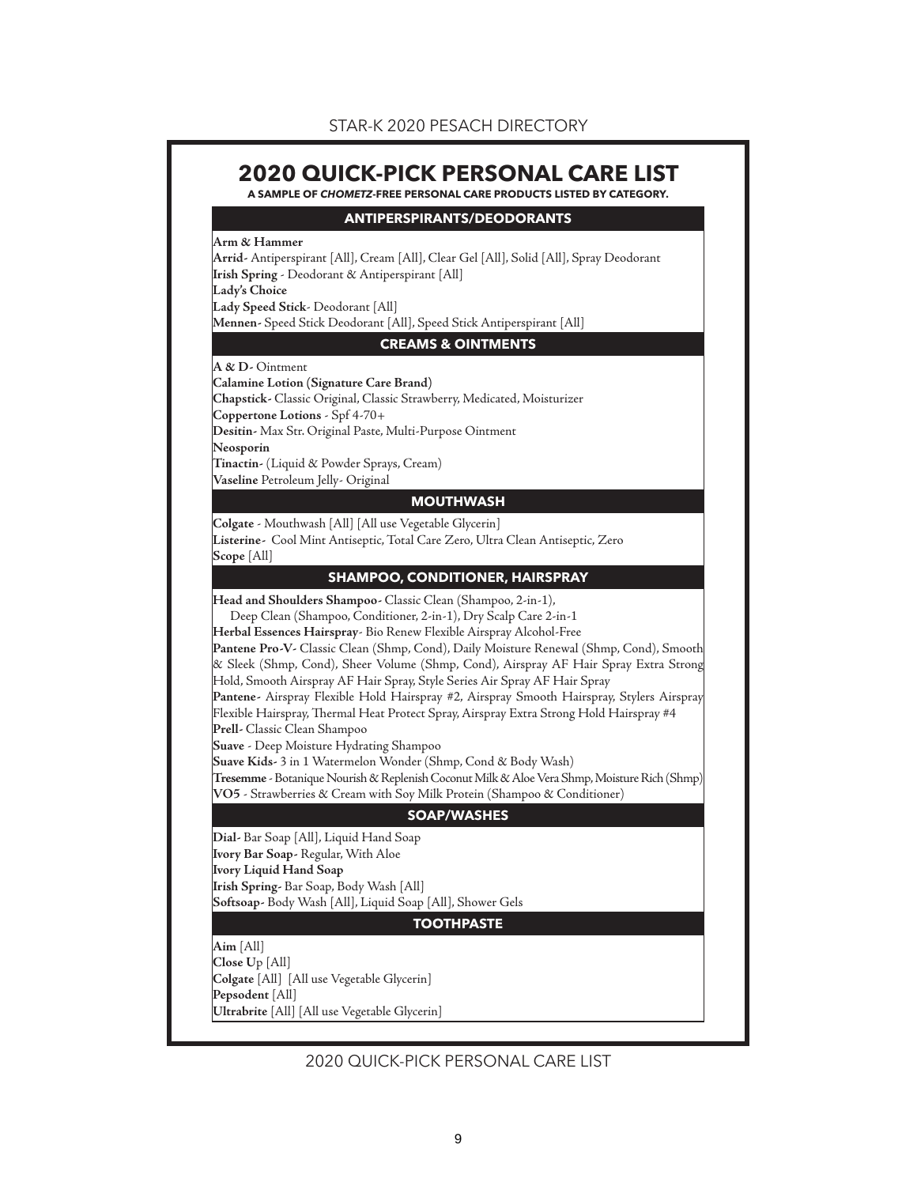## 2020 QUICK-PICK PERSONAL CARE LIST

**A SAMPLE OF *CHOMETZ*-FREE PERSONAL CARE PRODUCTS LISTED BY CATEGORY.**

### ANTIPERSPIRANTS/DEODORANTS

**Arm & Hammer**
**Arrid-** Antiperspirant [All], Cream [All], Clear Gel [All], Solid [All], Spray Deodorant
**Irish Spring** - Deodorant & Antiperspirant [All]
**Lady's Choice**
**Lady Speed Stick**- Deodorant [All]
**Mennen-** Speed Stick Deodorant [All], Speed Stick Antiperspirant [All]

### CREAMS & OINTMENTS

**A & D-** Ointment
**Calamine Lotion (Signature Care Brand)**
**Chapstick-** Classic Original, Classic Strawberry, Medicated, Moisturizer
**Coppertone Lotions** - Spf 4-70+
**Desitin-** Max Str. Original Paste, Multi-Purpose Ointment
**Neosporin**
**Tinactin-** (Liquid & Powder Sprays, Cream)
**Vaseline** Petroleum Jelly- Original

### MOUTHWASH

**Colgate** - Mouthwash [All] [All use Vegetable Glycerin]
**Listerine-** Cool Mint Antiseptic, Total Care Zero, Ultra Clean Antiseptic, Zero
**Scope** [All]

### SHAMPOO, CONDITIONER, HAIRSPRAY

**Head and Shoulders Shampoo-** Classic Clean (Shampoo, 2-in-1), Deep Clean (Shampoo, Conditioner, 2-in-1), Dry Scalp Care 2-in-1
**Herbal Essences Hairspray**- Bio Renew Flexible Airspray Alcohol-Free
**Pantene Pro-V-** Classic Clean (Shmp, Cond), Daily Moisture Renewal (Shmp, Cond), Smooth & Sleek (Shmp, Cond), Sheer Volume (Shmp, Cond), Airspray AF Hair Spray Extra Strong Hold, Smooth Airspray AF Hair Spray, Style Series Air Spray AF Hair Spray
**Pantene-** Airspray Flexible Hold Hairspray #2, Airspray Smooth Hairspray, Stylers Airspray Flexible Hairspray, Thermal Heat Protect Spray, Airspray Extra Strong Hold Hairspray #4
**Prell-** Classic Clean Shampoo
**Suave** - Deep Moisture Hydrating Shampoo
**Suave Kids-** 3 in 1 Watermelon Wonder (Shmp, Cond & Body Wash)
**Tresemme** - Botanique Nourish & Replenish Coconut Milk & Aloe Vera Shmp, Moisture Rich (Shmp)
**VO5** - Strawberries & Cream with Soy Milk Protein (Shampoo & Conditioner)

### SOAP/WASHES

**Dial-** Bar Soap [All], Liquid Hand Soap
**Ivory Bar Soap-** Regular, With Aloe
**Ivory Liquid Hand Soap**
**Irish Spring-** Bar Soap, Body Wash [All]
**Softsoap-** Body Wash [All], Liquid Soap [All], Shower Gels

### TOOTHPASTE

**Aim** [All]
**Close Up** [All]
**Colgate** [All] [All use Vegetable Glycerin]
**Pepsodent** [All]
**Ultrabrite** [All] [All use Vegetable Glycerin]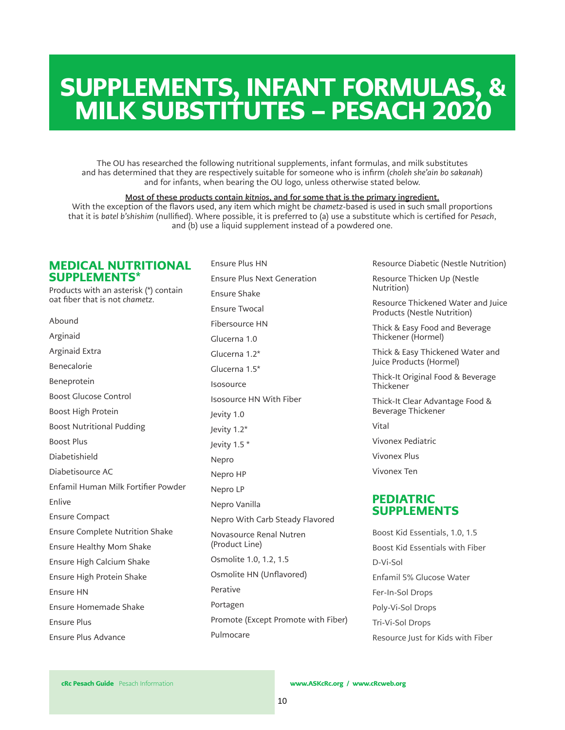# SUPPLEMENTS, INFANT FORMULAS, & MILK SUBSTITUTES – PESACH 2020

The OU has researched the following nutritional supplements, infant formulas, and milk substitutes and has determined that they are respectively suitable for someone who is infirm (*choleh she'ain bo sakanah*) and for infants, when bearing the OU logo, unless otherwise stated below.

**Most of these products contain *kitnios*, and for some that is the primary ingredient.**

With the exception of the flavors used, any item which might be *chametz*-based is used in such small proportions that it is *batel b'shishim* (nullified). Where possible, it is preferred to (a) use a substitute which is certified for *Pesach*, and (b) use a liquid supplement instead of a powdered one.

## MEDICAL NUTRITIONAL SUPPLEMENTS*

Products with an asterisk (*) contain oat fiber that is not *chametz*.

- Abound
- Arginaid
- Arginaid Extra
- Benecalorie
- Beneprotein
- Boost Glucose Control
- Boost High Protein
- Boost Nutritional Pudding
- Boost Plus
- Diabetishield
- Diabetisource AC
- Enfamil Human Milk Fortifier Powder
- Enlive
- Ensure Compact
- Ensure Complete Nutrition Shake
- Ensure Healthy Mom Shake
- Ensure High Calcium Shake
- Ensure High Protein Shake
- Ensure HN
- Ensure Homemade Shake
- Ensure Plus
- Ensure Plus Advance
- Ensure Plus HN
- Ensure Plus Next Generation
- Ensure Shake
- Ensure Twocal
- Fibersource HN
- Glucerna 1.0
- Glucerna 1.2*
- Glucerna 1.5*
- Isosource
- Isosource HN With Fiber
- Jevity 1.0
- Jevity 1.2*
- Jevity 1.5 *
- Nepro
- Nepro HP
- Nepro LP
- Nepro Vanilla
- Nepro With Carb Steady Flavored
- Novasource Renal Nutren (Product Line)
- Osmolite 1.0, 1.2, 1.5
- Osmolite HN (Unflavored)
- Perative
- Portagen
- Promote (Except Promote with Fiber)
- Pulmocare
- Resource Diabetic (Nestle Nutrition)
- Resource Thicken Up (Nestle Nutrition)
- Resource Thickened Water and Juice Products (Nestle Nutrition)
- Thick & Easy Food and Beverage Thickener (Hormel)
- Thick & Easy Thickened Water and Juice Products (Hormel)
- Thick-It Original Food & Beverage Thickener
- Thick-It Clear Advantage Food & Beverage Thickener
- Vital
- Vivonex Pediatric
- Vivonex Plus
- Vivonex Ten

## PEDIATRIC SUPPLEMENTS

- Boost Kid Essentials, 1.0, 1.5
- Boost Kid Essentials with Fiber
- D-Vi-Sol
- Enfamil 5% Glucose Water
- Fer-In-Sol Drops
- Poly-Vi-Sol Drops
- Tri-Vi-Sol Drops
- Resource Just for Kids with Fiber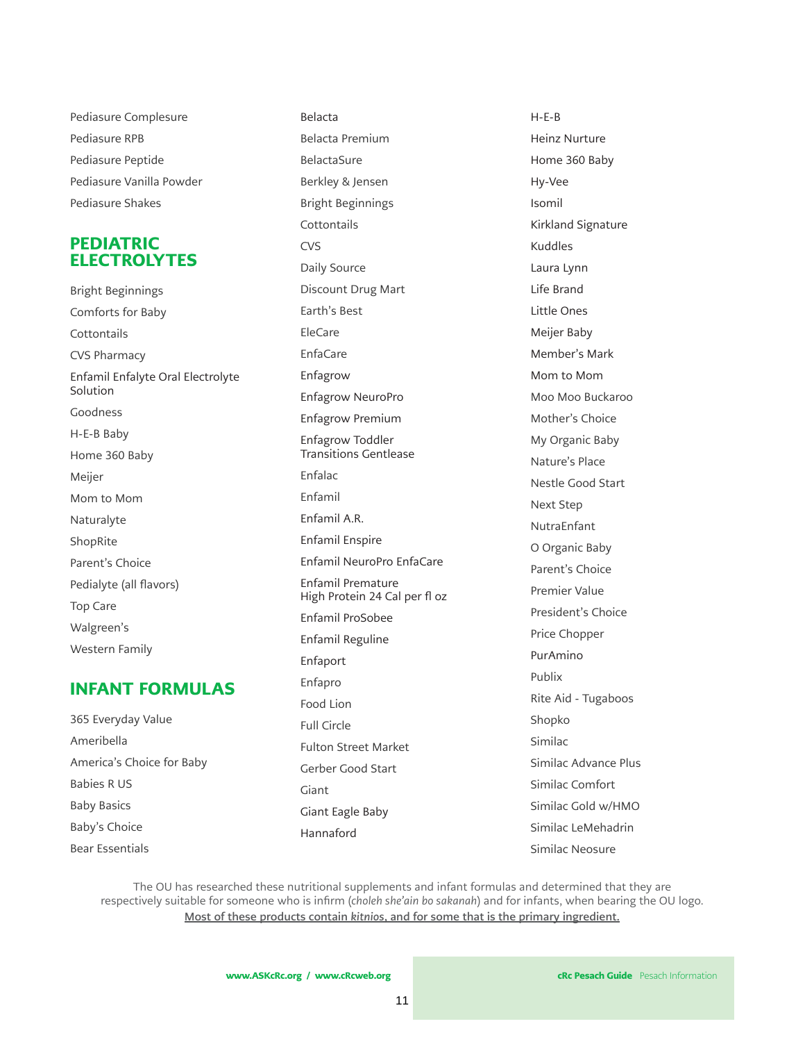- Pediasure Complesure
- Pediasure RPB
- Pediasure Peptide
- Pediasure Vanilla Powder
- Pediasure Shakes

## PEDIATRIC ELECTROLYTES

- Bright Beginnings
- Comforts for Baby
- Cottontails
- CVS Pharmacy
- Enfamil Enfalyte Oral Electrolyte Solution
- Goodness
- H-E-B Baby
- Home 360 Baby
- Meijer
- Mom to Mom
- Naturalyte
- ShopRite
- Parent's Choice
- Pedialyte (all flavors)
- Top Care
- Walgreen's
- Western Family

## INFANT FORMULAS

- 365 Everyday Value
- Ameribella
- America's Choice for Baby
- Babies R US
- Baby Basics
- Baby's Choice
- Bear Essentials
- Belacta
- Belacta Premium
- BelactaSure
- Berkley & Jensen
- Bright Beginnings
- Cottontails
- CVS
- Daily Source
- Discount Drug Mart
- Earth's Best
- EleCare
- EnfaCare
- Enfagrow
- Enfagrow NeuroPro
- Enfagrow Premium
- Enfagrow Toddler Transitions Gentlease
- Enfalac
- Enfamil
- Enfamil A.R.
- Enfamil Enspire
- Enfamil NeuroPro EnfaCare
- Enfamil Premature High Protein 24 Cal per fl oz
- Enfamil ProSobee
- Enfamil Reguline
- Enfaport
- Enfapro
- Food Lion
- Full Circle
- Fulton Street Market
- Gerber Good Start
- Giant
- Giant Eagle Baby
- Hannaford
- H-E-B
- Heinz Nurture
- Home 360 Baby
- Hy-Vee
- Isomil
- Kirkland Signature
- Kuddles
- Laura Lynn
- Life Brand
- Little Ones
- Meijer Baby
- Member's Mark
- Mom to Mom
- Moo Moo Buckaroo
- Mother's Choice
- My Organic Baby
- Nature's Place
- Nestle Good Start
- Next Step
- NutraEnfant
- O Organic Baby
- Parent's Choice
- Premier Value
- President's Choice
- Price Chopper
- PurAmino
- Publix
- Rite Aid - Tugaboos
- Shopko
- Similac
- Similac Advance Plus
- Similac Comfort
- Similac Gold w/HMO
- Similac LeMehadrin
- Similac Neosure

The OU has researched these nutritional supplements and infant formulas and determined that they are respectively suitable for someone who is infirm (*choleh she'ain bo sakanah*) and for infants, when bearing the OU logo. Most of these products contain *kitnios*, and for some that is the primary ingredient.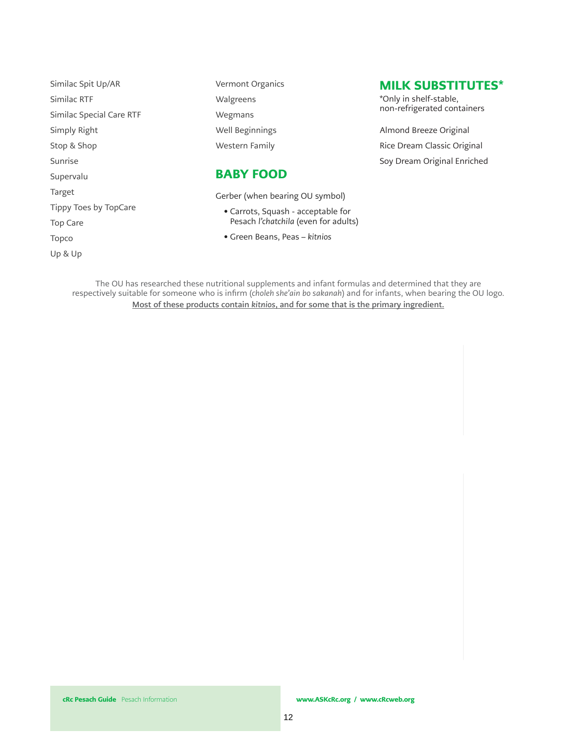Similac Spit Up/AR

Similac RTF

Similac Special Care RTF

Simply Right

Stop & Shop

Sunrise

Supervalu

Target

Tippy Toes by TopCare

Top Care

Topco

Up & Up

Vermont Organics

Walgreens

Wegmans

Well Beginnings

Western Family

## BABY FOOD

Gerber (when bearing OU symbol)

- Carrots, Squash - acceptable for Pesach *l'chatchila* (even for adults)
- Green Beans, Peas – *kitnios*

## MILK SUBSTITUTES*

*Only in shelf-stable, non-refrigerated containers

Almond Breeze Original

Rice Dream Classic Original

Soy Dream Original Enriched

The OU has researched these nutritional supplements and infant formulas and determined that they are respectively suitable for someone who is infirm (*choleh she'ain bo sakanah*) and for infants, when bearing the OU logo. **Most of these products contain *kitnios*, and for some that is the primary ingredient.**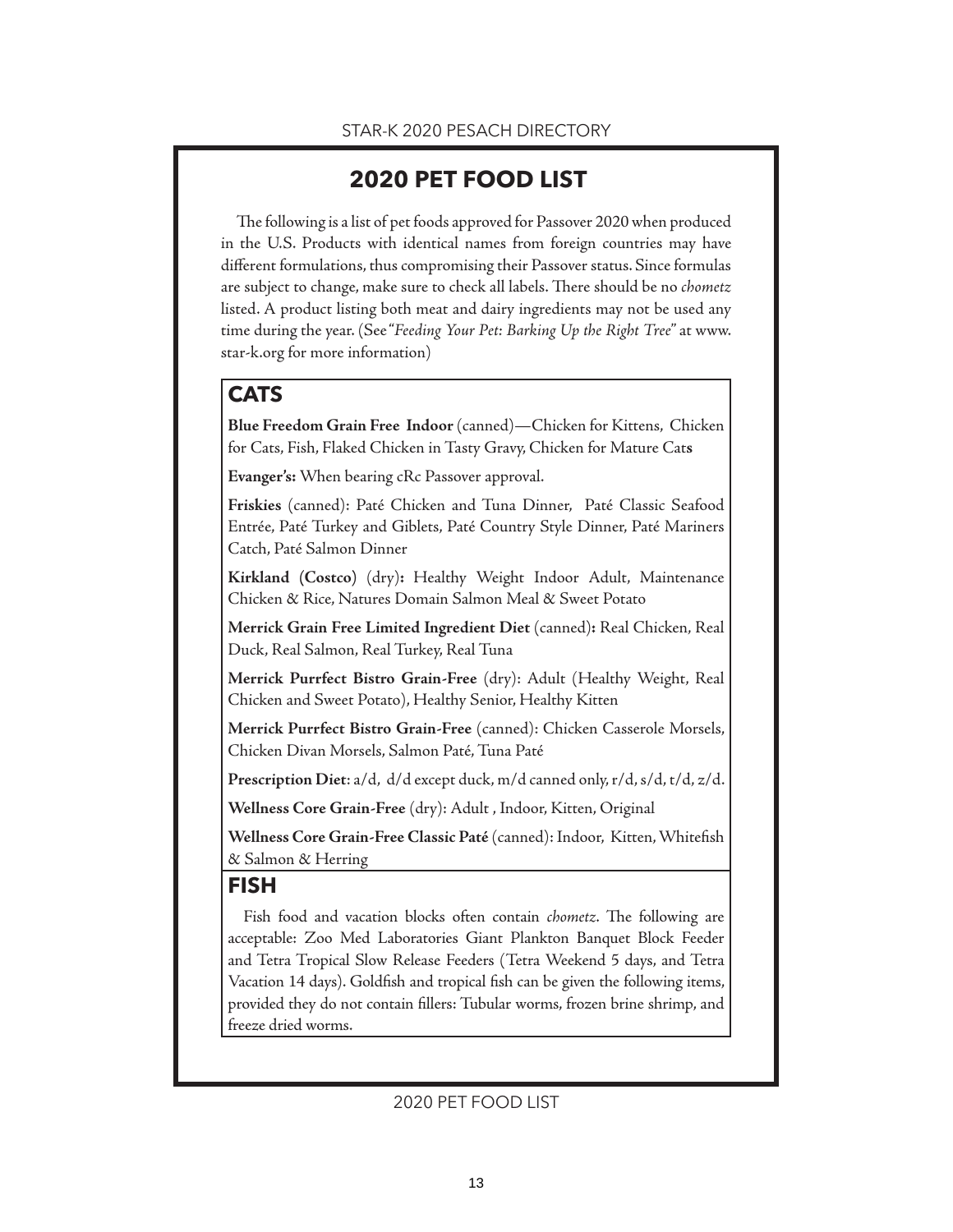# 2020 PET FOOD LIST

The following is a list of pet foods approved for Passover 2020 when produced in the U.S. Products with identical names from foreign countries may have different formulations, thus compromising their Passover status. Since formulas are subject to change, make sure to check all labels. There should be no *chometz* listed. A product listing both meat and dairy ingredients may not be used any time during the year. (See "*Feeding Your Pet: Barking Up the Right Tree*" at www.star-k.org for more information)

## CATS

**Blue Freedom Grain Free Indoor** (canned)—Chicken for Kittens, Chicken for Cats, Fish, Flaked Chicken in Tasty Gravy, Chicken for Mature Cats

**Evanger's:** When bearing cRc Passover approval.

**Friskies** (canned): Paté Chicken and Tuna Dinner, Paté Classic Seafood Entrée, Paté Turkey and Giblets, Paté Country Style Dinner, Paté Mariners Catch, Paté Salmon Dinner

**Kirkland (Costco)** (dry)**:** Healthy Weight Indoor Adult, Maintenance Chicken & Rice, Natures Domain Salmon Meal & Sweet Potato

**Merrick Grain Free Limited Ingredient Diet** (canned)**:** Real Chicken, Real Duck, Real Salmon, Real Turkey, Real Tuna

**Merrick Purrfect Bistro Grain-Free** (dry): Adult (Healthy Weight, Real Chicken and Sweet Potato), Healthy Senior, Healthy Kitten

**Merrick Purrfect Bistro Grain-Free** (canned): Chicken Casserole Morsels, Chicken Divan Morsels, Salmon Paté, Tuna Paté

**Prescription Diet**: a/d, d/d except duck, m/d canned only, r/d, s/d, t/d, z/d.

**Wellness Core Grain-Free** (dry): Adult , Indoor, Kitten, Original

**Wellness Core Grain-Free Classic Paté** (canned): Indoor, Kitten, Whitefish & Salmon & Herring

## FISH

Fish food and vacation blocks often contain *chometz*. The following are acceptable: Zoo Med Laboratories Giant Plankton Banquet Block Feeder and Tetra Tropical Slow Release Feeders (Tetra Weekend 5 days, and Tetra Vacation 14 days). Goldfish and tropical fish can be given the following items, provided they do not contain fillers: Tubular worms, frozen brine shrimp, and freeze dried worms.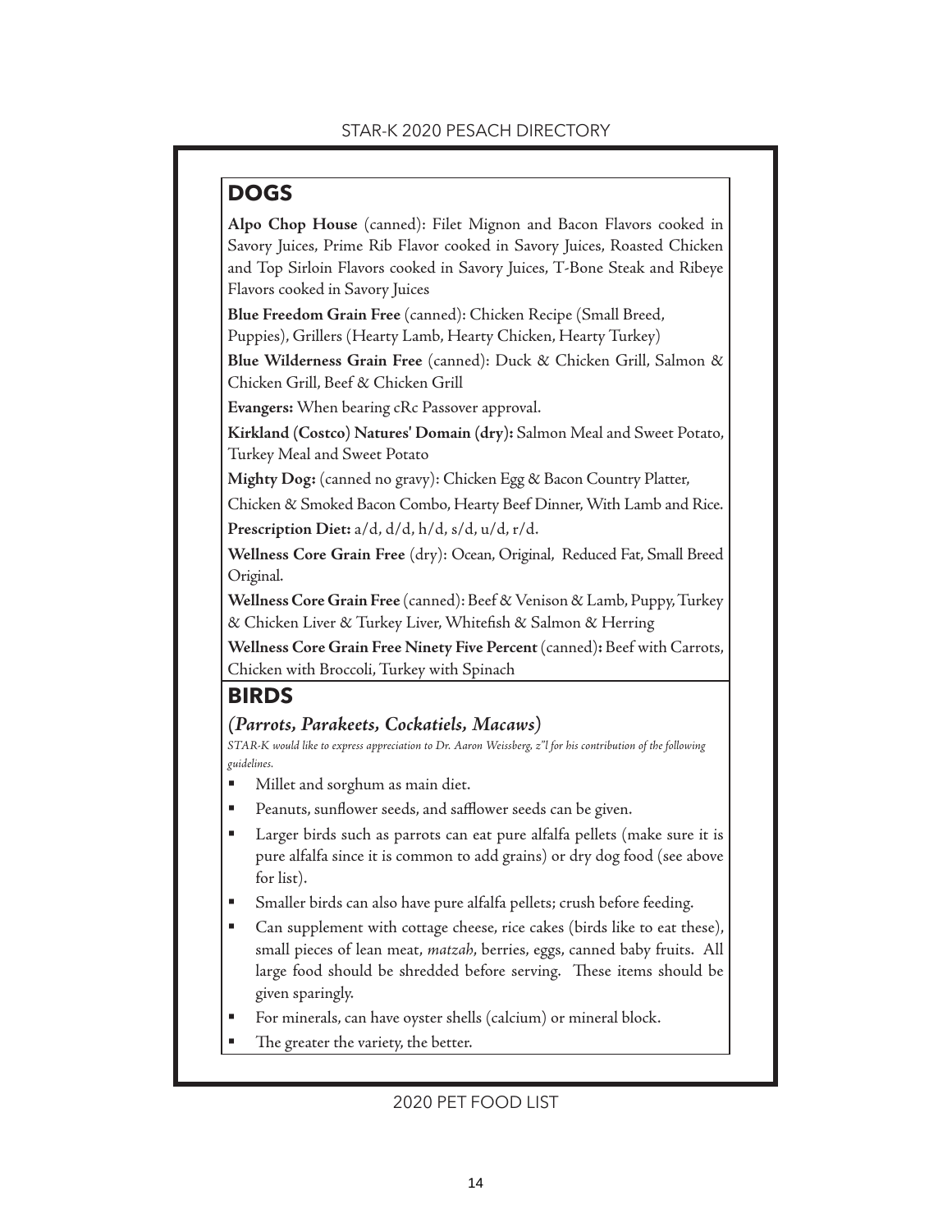## DOGS

**Alpo Chop House** (canned): Filet Mignon and Bacon Flavors cooked in Savory Juices, Prime Rib Flavor cooked in Savory Juices, Roasted Chicken and Top Sirloin Flavors cooked in Savory Juices, T-Bone Steak and Ribeye Flavors cooked in Savory Juices

**Blue Freedom Grain Free** (canned): Chicken Recipe (Small Breed, Puppies), Grillers (Hearty Lamb, Hearty Chicken, Hearty Turkey)

**Blue Wilderness Grain Free** (canned): Duck & Chicken Grill, Salmon & Chicken Grill, Beef & Chicken Grill

**Evangers:** When bearing cRc Passover approval.

**Kirkland (Costco) Natures' Domain (dry):** Salmon Meal and Sweet Potato, Turkey Meal and Sweet Potato

**Mighty Dog:** (canned no gravy): Chicken Egg & Bacon Country Platter, Chicken & Smoked Bacon Combo, Hearty Beef Dinner, With Lamb and Rice.

**Prescription Diet:** a/d, d/d, h/d, s/d, u/d, r/d.

**Wellness Core Grain Free** (dry): Ocean, Original, Reduced Fat, Small Breed Original.

**Wellness Core Grain Free** (canned): Beef & Venison & Lamb, Puppy, Turkey & Chicken Liver & Turkey Liver, Whitefish & Salmon & Herring

**Wellness Core Grain Free Ninety Five Percent** (canned)**:** Beef with Carrots, Chicken with Broccoli, Turkey with Spinach

## BIRDS

### *(Parrots, Parakeets, Cockatiels, Macaws)*

*STAR-K would like to express appreciation to Dr. Aaron Weissberg, z"l for his contribution of the following guidelines.*

- Millet and sorghum as main diet.
- Peanuts, sunflower seeds, and safflower seeds can be given.
- Larger birds such as parrots can eat pure alfalfa pellets (make sure it is pure alfalfa since it is common to add grains) or dry dog food (see above for list).
- Smaller birds can also have pure alfalfa pellets; crush before feeding.
- Can supplement with cottage cheese, rice cakes (birds like to eat these), small pieces of lean meat, *matzah*, berries, eggs, canned baby fruits. All large food should be shredded before serving. These items should be given sparingly.
- For minerals, can have oyster shells (calcium) or mineral block.
- The greater the variety, the better.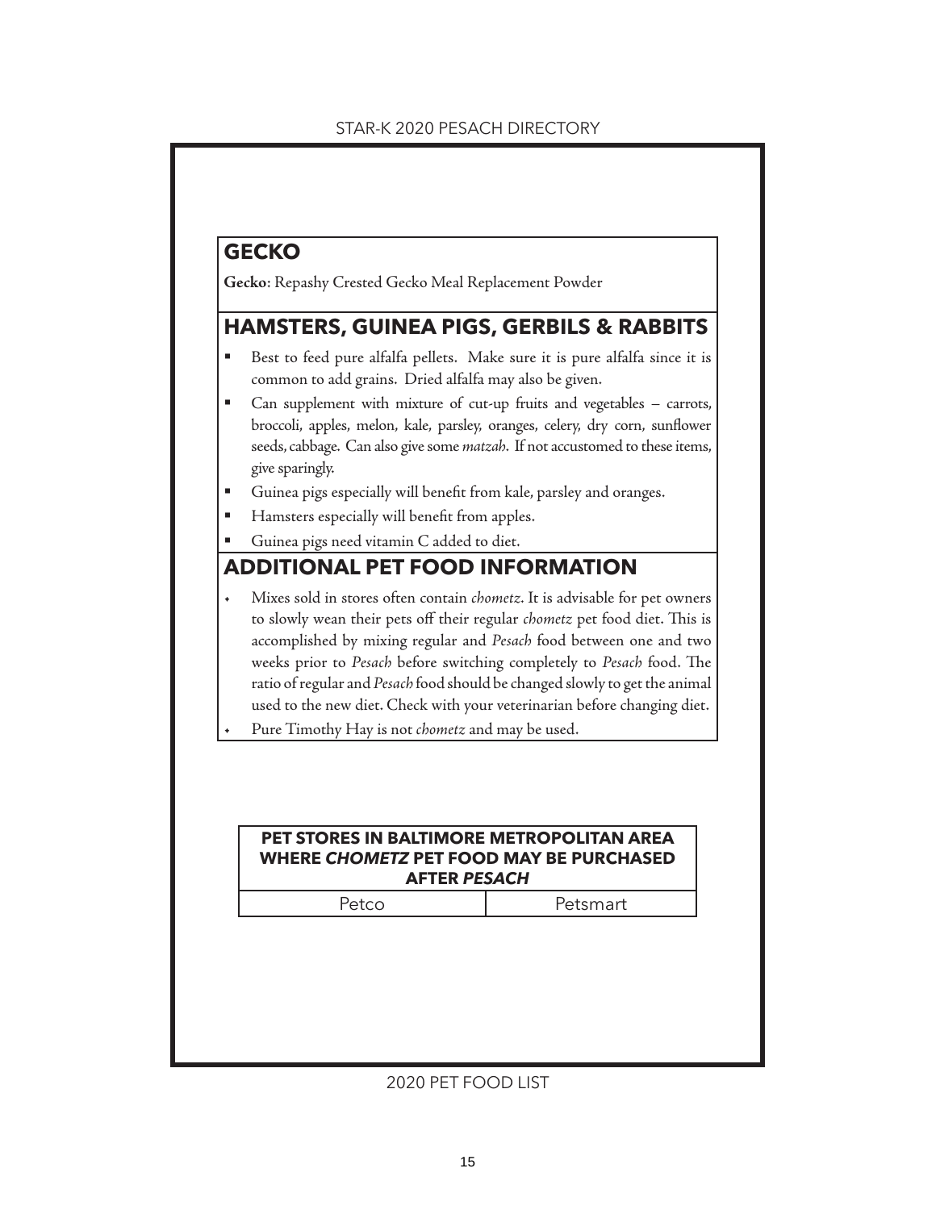## GECKO

**Gecko**: Repashy Crested Gecko Meal Replacement Powder

## HAMSTERS, GUINEA PIGS, GERBILS & RABBITS

- Best to feed pure alfalfa pellets. Make sure it is pure alfalfa since it is common to add grains. Dried alfalfa may also be given.
- Can supplement with mixture of cut-up fruits and vegetables – carrots, broccoli, apples, melon, kale, parsley, oranges, celery, dry corn, sunflower seeds, cabbage. Can also give some *matzah*. If not accustomed to these items, give sparingly.
- Guinea pigs especially will benefit from kale, parsley and oranges.
- Hamsters especially will benefit from apples.
- Guinea pigs need vitamin C added to diet.

## ADDITIONAL PET FOOD INFORMATION

- Mixes sold in stores often contain *chometz*. It is advisable for pet owners to slowly wean their pets off their regular *chometz* pet food diet. This is accomplished by mixing regular and *Pesach* food between one and two weeks prior to *Pesach* before switching completely to *Pesach* food. The ratio of regular and *Pesach* food should be changed slowly to get the animal used to the new diet. Check with your veterinarian before changing diet.
- Pure Timothy Hay is not *chometz* and may be used.

| PET STORES IN BALTIMORE METROPOLITAN AREA WHERE *CHOMETZ* PET FOOD MAY BE PURCHASED AFTER *PESACH* | |
|---|---|
| Petco | Petsmart |

2020 PET FOOD LIST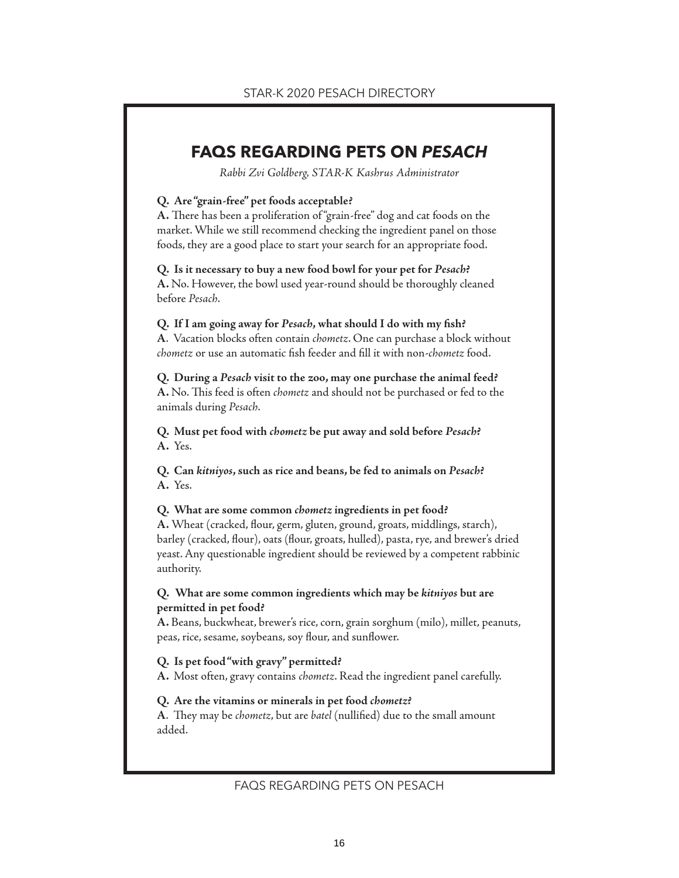# FAQS REGARDING PETS ON *PESACH*

*Rabbi Zvi Goldberg, STAR-K Kashrus Administrator*

**Q. Are "grain-free" pet foods acceptable?**
**A.** There has been a proliferation of "grain-free" dog and cat foods on the market. While we still recommend checking the ingredient panel on those foods, they are a good place to start your search for an appropriate food.

**Q. Is it necessary to buy a new food bowl for your pet for *Pesach*?**
**A.** No. However, the bowl used year-round should be thoroughly cleaned before *Pesach*.

**Q. If I am going away for *Pesach*, what should I do with my fish?**
**A**. Vacation blocks often contain *chometz*. One can purchase a block without *chometz* or use an automatic fish feeder and fill it with non-*chometz* food.

**Q. During a *Pesach* visit to the zoo, may one purchase the animal feed?**
**A.** No. This feed is often *chometz* and should not be purchased or fed to the animals during *Pesach*.

**Q. Must pet food with *chometz* be put away and sold before *Pesach*?**
**A.** Yes.

**Q. Can *kitniyos*, such as rice and beans, be fed to animals on *Pesach*?**
**A.** Yes.

**Q. What are some common *chometz* ingredients in pet food?**
**A.** Wheat (cracked, flour, germ, gluten, ground, groats, middlings, starch), barley (cracked, flour), oats (flour, groats, hulled), pasta, rye, and brewer's dried yeast. Any questionable ingredient should be reviewed by a competent rabbinic authority.

**Q. What are some common ingredients which may be *kitniyos* but are permitted in pet food?**
**A.** Beans, buckwheat, brewer's rice, corn, grain sorghum (milo), millet, peanuts, peas, rice, sesame, soybeans, soy flour, and sunflower.

**Q. Is pet food "with gravy" permitted?**
**A.** Most often, gravy contains *chometz*. Read the ingredient panel carefully.

**Q. Are the vitamins or minerals in pet food *chometz*?**
**A**. They may be *chometz*, but are *batel* (nullified) due to the small amount added.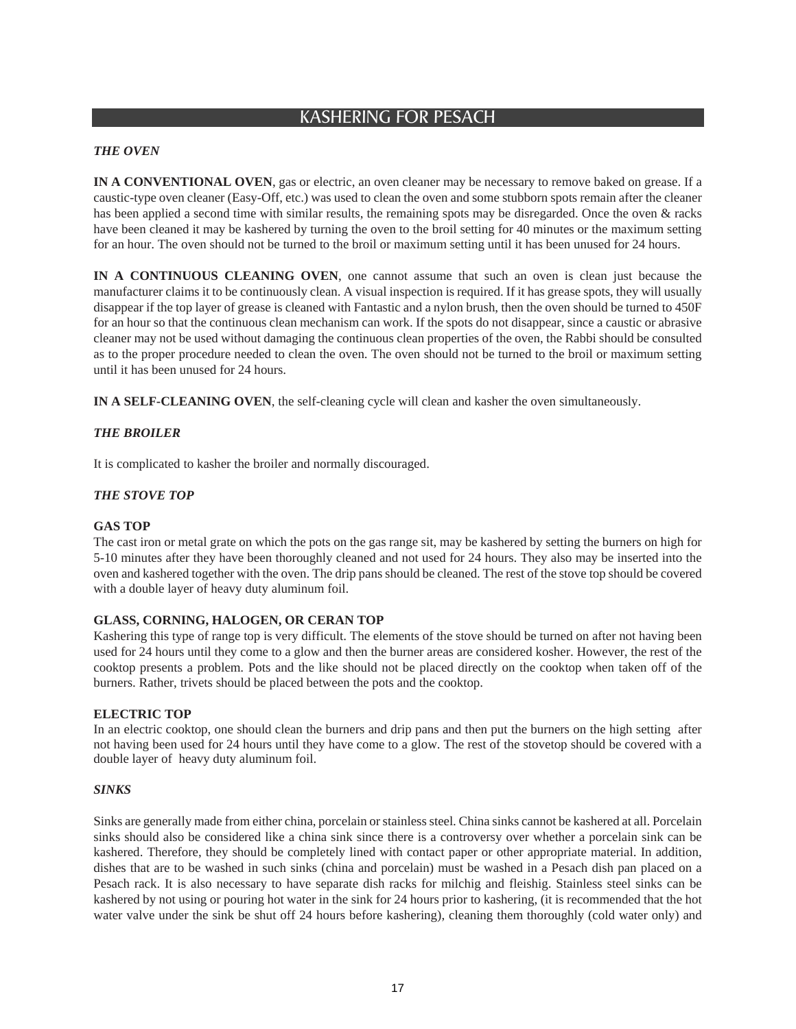# KASHERING FOR PESACH

***THE OVEN***

**IN A CONVENTIONAL OVEN**, gas or electric, an oven cleaner may be necessary to remove baked on grease. If a caustic-type oven cleaner (Easy-Off, etc.) was used to clean the oven and some stubborn spots remain after the cleaner has been applied a second time with similar results, the remaining spots may be disregarded. Once the oven & racks have been cleaned it may be kashered by turning the oven to the broil setting for 40 minutes or the maximum setting for an hour. The oven should not be turned to the broil or maximum setting until it has been unused for 24 hours.

**IN A CONTINUOUS CLEANING OVEN**, one cannot assume that such an oven is clean just because the manufacturer claims it to be continuously clean. A visual inspection is required. If it has grease spots, they will usually disappear if the top layer of grease is cleaned with Fantastic and a nylon brush, then the oven should be turned to 450F for an hour so that the continuous clean mechanism can work. If the spots do not disappear, since a caustic or abrasive cleaner may not be used without damaging the continuous clean properties of the oven, the Rabbi should be consulted as to the proper procedure needed to clean the oven. The oven should not be turned to the broil or maximum setting until it has been unused for 24 hours.

**IN A SELF-CLEANING OVEN**, the self-cleaning cycle will clean and kasher the oven simultaneously.

***THE BROILER***

It is complicated to kasher the broiler and normally discouraged.

***THE STOVE TOP***

**GAS TOP**
The cast iron or metal grate on which the pots on the gas range sit, may be kashered by setting the burners on high for 5-10 minutes after they have been thoroughly cleaned and not used for 24 hours. They also may be inserted into the oven and kashered together with the oven. The drip pans should be cleaned. The rest of the stove top should be covered with a double layer of heavy duty aluminum foil.

**GLASS, CORNING, HALOGEN, OR CERAN TOP**
Kashering this type of range top is very difficult. The elements of the stove should be turned on after not having been used for 24 hours until they come to a glow and then the burner areas are considered kosher. However, the rest of the cooktop presents a problem. Pots and the like should not be placed directly on the cooktop when taken off of the burners. Rather, trivets should be placed between the pots and the cooktop.

**ELECTRIC TOP**
In an electric cooktop, one should clean the burners and drip pans and then put the burners on the high setting after not having been used for 24 hours until they have come to a glow. The rest of the stovetop should be covered with a double layer of heavy duty aluminum foil.

***SINKS***

Sinks are generally made from either china, porcelain or stainless steel. China sinks cannot be kashered at all. Porcelain sinks should also be considered like a china sink since there is a controversy over whether a porcelain sink can be kashered. Therefore, they should be completely lined with contact paper or other appropriate material. In addition, dishes that are to be washed in such sinks (china and porcelain) must be washed in a Pesach dish pan placed on a Pesach rack. It is also necessary to have separate dish racks for milchig and fleishig. Stainless steel sinks can be kashered by not using or pouring hot water in the sink for 24 hours prior to kashering, (it is recommended that the hot water valve under the sink be shut off 24 hours before kashering), cleaning them thoroughly (cold water only) and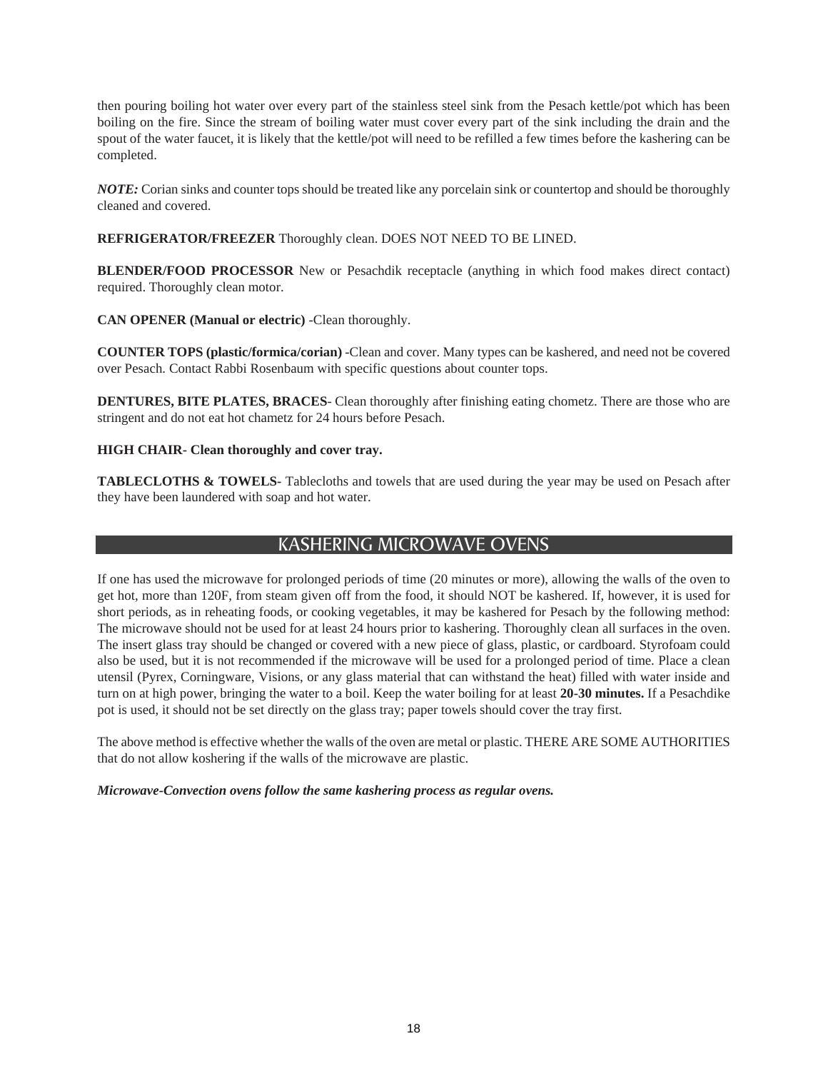then pouring boiling hot water over every part of the stainless steel sink from the Pesach kettle/pot which has been boiling on the fire. Since the stream of boiling water must cover every part of the sink including the drain and the spout of the water faucet, it is likely that the kettle/pot will need to be refilled a few times before the kashering can be completed.

***NOTE:*** Corian sinks and counter tops should be treated like any porcelain sink or countertop and should be thoroughly cleaned and covered.

**REFRIGERATOR/FREEZER** Thoroughly clean. DOES NOT NEED TO BE LINED.

**BLENDER/FOOD PROCESSOR** New or Pesachdik receptacle (anything in which food makes direct contact) required. Thoroughly clean motor.

**CAN OPENER (Manual or electric)** -Clean thoroughly.

**COUNTER TOPS (plastic/formica/corian)** -Clean and cover. Many types can be kashered, and need not be covered over Pesach. Contact Rabbi Rosenbaum with specific questions about counter tops.

**DENTURES, BITE PLATES, BRACES**- Clean thoroughly after finishing eating chometz. There are those who are stringent and do not eat hot chametz for 24 hours before Pesach.

**HIGH CHAIR- Clean thoroughly and cover tray.**

**TABLECLOTHS & TOWELS**- Tablecloths and towels that are used during the year may be used on Pesach after they have been laundered with soap and hot water.

## KASHERING MICROWAVE OVENS

If one has used the microwave for prolonged periods of time (20 minutes or more), allowing the walls of the oven to get hot, more than 120F, from steam given off from the food, it should NOT be kashered. If, however, it is used for short periods, as in reheating foods, or cooking vegetables, it may be kashered for Pesach by the following method: The microwave should not be used for at least 24 hours prior to kashering. Thoroughly clean all surfaces in the oven. The insert glass tray should be changed or covered with a new piece of glass, plastic, or cardboard. Styrofoam could also be used, but it is not recommended if the microwave will be used for a prolonged period of time. Place a clean utensil (Pyrex, Corningware, Visions, or any glass material that can withstand the heat) filled with water inside and turn on at high power, bringing the water to a boil. Keep the water boiling for at least **20-30 minutes.** If a Pesachdike pot is used, it should not be set directly on the glass tray; paper towels should cover the tray first.

The above method is effective whether the walls of the oven are metal or plastic. THERE ARE SOME AUTHORITIES that do not allow koshering if the walls of the microwave are plastic.

***Microwave-Convection ovens follow the same kashering process as regular ovens.***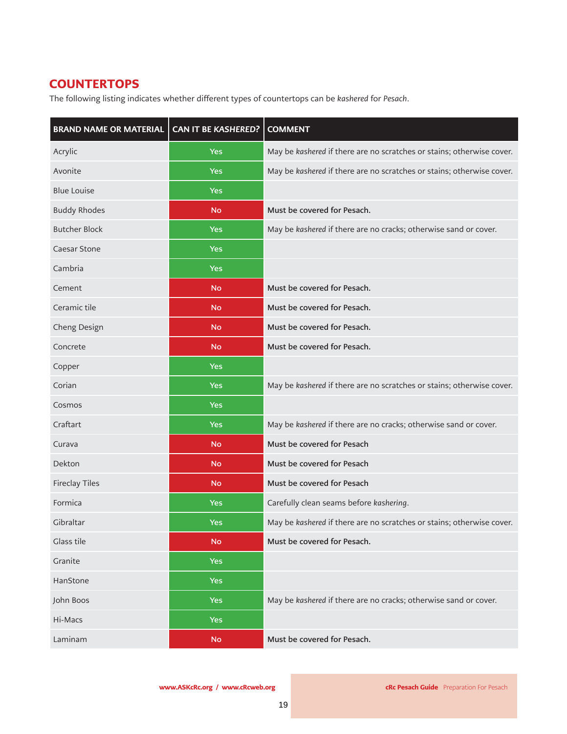## COUNTERTOPS

The following listing indicates whether different types of countertops can be *kashered* for *Pesach*.

| BRAND NAME OR MATERIAL | CAN IT BE *KASHERED?* | COMMENT |
|---|---|---|
| Acrylic | Yes | May be *kashered* if there are no scratches or stains; otherwise cover. |
| Avonite | Yes | May be *kashered* if there are no scratches or stains; otherwise cover. |
| Blue Louise | Yes | |
| Buddy Rhodes | No | **Must be covered for Pesach.** |
| Butcher Block | Yes | May be *kashered* if there are no cracks; otherwise sand or cover. |
| Caesar Stone | Yes | |
| Cambria | Yes | |
| Cement | No | **Must be covered for Pesach.** |
| Ceramic tile | No | **Must be covered for Pesach.** |
| Cheng Design | No | **Must be covered for Pesach.** |
| Concrete | No | **Must be covered for Pesach.** |
| Copper | Yes | |
| Corian | Yes | May be *kashered* if there are no scratches or stains; otherwise cover. |
| Cosmos | Yes | |
| Craftart | Yes | May be *kashered* if there are no cracks; otherwise sand or cover. |
| Curava | No | **Must be covered for Pesach** |
| Dekton | No | **Must be covered for Pesach** |
| Fireclay Tiles | No | **Must be covered for Pesach** |
| Formica | Yes | Carefully clean seams before *kashering*. |
| Gibraltar | Yes | May be *kashered* if there are no scratches or stains; otherwise cover. |
| Glass tile | No | **Must be covered for Pesach.** |
| Granite | Yes | |
| HanStone | Yes | |
| John Boos | Yes | May be *kashered* if there are no cracks; otherwise sand or cover. |
| Hi-Macs | Yes | |
| Laminam | No | **Must be covered for Pesach.** |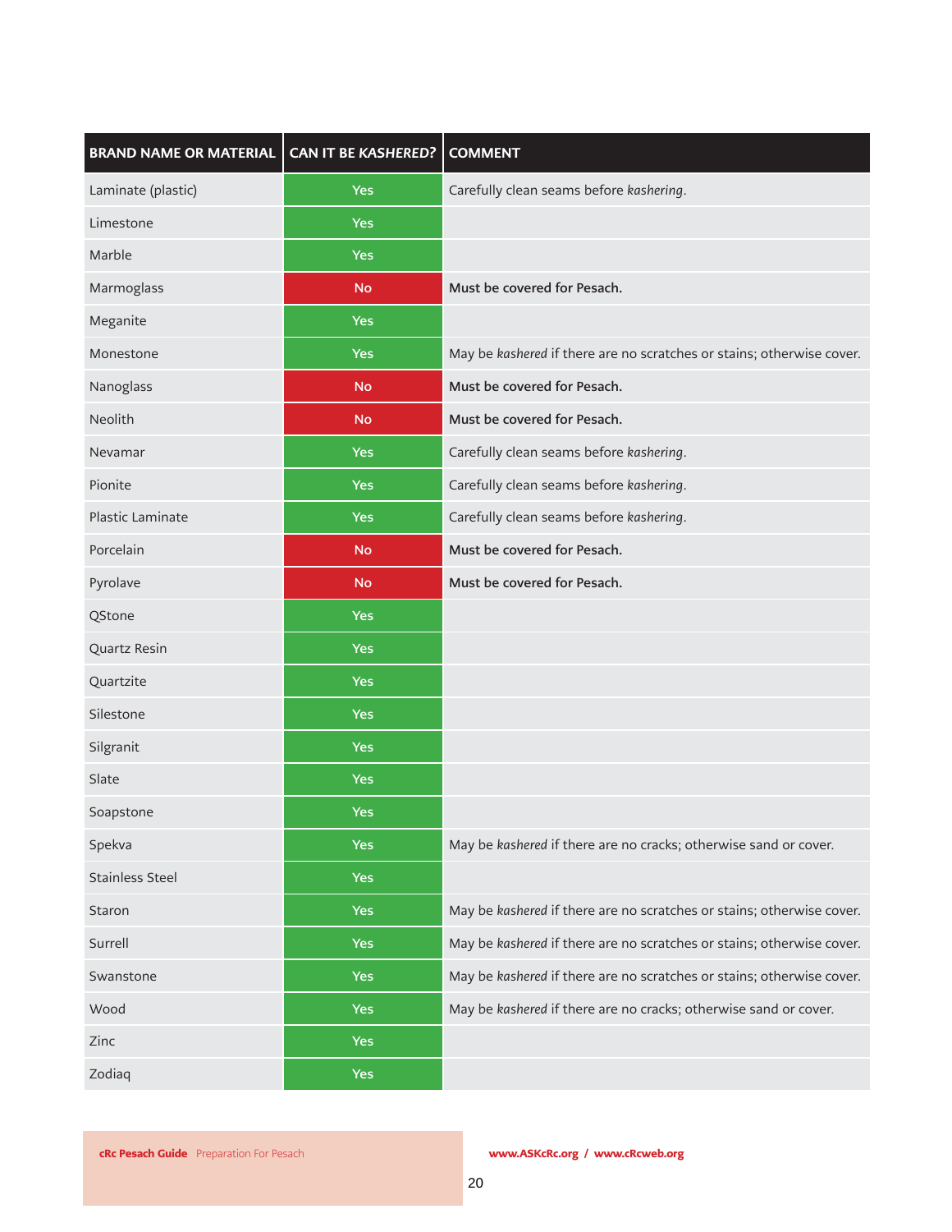| BRAND NAME OR MATERIAL | CAN IT BE *KASHERED?* | COMMENT |
|---|---|---|
| Laminate (plastic) | Yes | Carefully clean seams before *kashering*. |
| Limestone | Yes | |
| Marble | Yes | |
| Marmoglass | No | **Must be covered for Pesach.** |
| Meganite | Yes | |
| Monestone | Yes | May be *kashered* if there are no scratches or stains; otherwise cover. |
| Nanoglass | No | **Must be covered for Pesach.** |
| Neolith | No | **Must be covered for Pesach.** |
| Nevamar | Yes | Carefully clean seams before *kashering*. |
| Pionite | Yes | Carefully clean seams before *kashering*. |
| Plastic Laminate | Yes | Carefully clean seams before *kashering*. |
| Porcelain | No | **Must be covered for Pesach.** |
| Pyrolave | No | **Must be covered for Pesach.** |
| QStone | Yes | |
| Quartz Resin | Yes | |
| Quartzite | Yes | |
| Silestone | Yes | |
| Silgranit | Yes | |
| Slate | Yes | |
| Soapstone | Yes | |
| Spekva | Yes | May be *kashered* if there are no cracks; otherwise sand or cover. |
| Stainless Steel | Yes | |
| Staron | Yes | May be *kashered* if there are no scratches or stains; otherwise cover. |
| Surrell | Yes | May be *kashered* if there are no scratches or stains; otherwise cover. |
| Swanstone | Yes | May be *kashered* if there are no scratches or stains; otherwise cover. |
| Wood | Yes | May be *kashered* if there are no cracks; otherwise sand or cover. |
| Zinc | Yes | |
| Zodiaq | Yes | |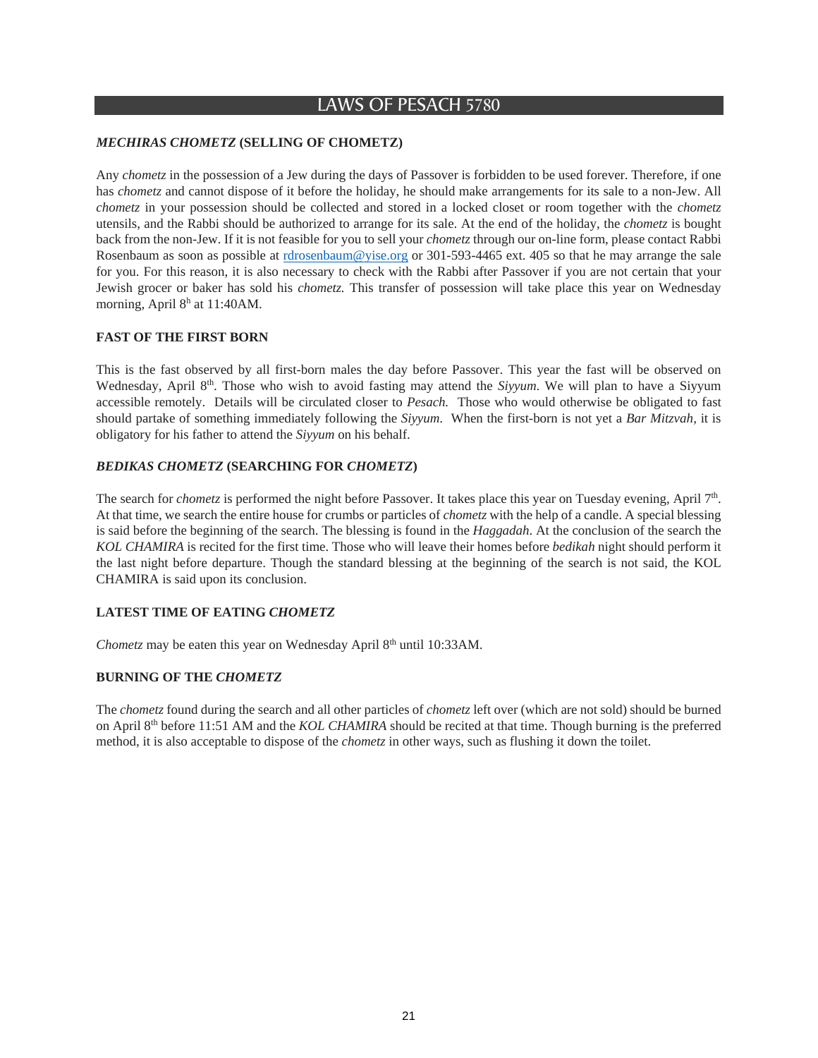# LAWS OF PESACH 5780

## *MECHIRAS CHOMETZ* (SELLING OF CHOMETZ)

Any *chometz* in the possession of a Jew during the days of Passover is forbidden to be used forever. Therefore, if one has *chometz* and cannot dispose of it before the holiday, he should make arrangements for its sale to a non-Jew. All *chometz* in your possession should be collected and stored in a locked closet or room together with the *chometz* utensils, and the Rabbi should be authorized to arrange for its sale. At the end of the holiday, the *chometz* is bought back from the non-Jew. If it is not feasible for you to sell your *chometz* through our on-line form, please contact Rabbi Rosenbaum as soon as possible at rdrosenbaum@yise.org or 301-593-4465 ext. 405 so that he may arrange the sale for you. For this reason, it is also necessary to check with the Rabbi after Passover if you are not certain that your Jewish grocer or baker has sold his *chometz.* This transfer of possession will take place this year on Wednesday morning, April 8h at 11:40AM.

## FAST OF THE FIRST BORN

This is the fast observed by all first-born males the day before Passover. This year the fast will be observed on Wednesday, April 8th. Those who wish to avoid fasting may attend the *Siyyum.* We will plan to have a Siyyum accessible remotely. Details will be circulated closer to *Pesach.* Those who would otherwise be obligated to fast should partake of something immediately following the *Siyyum*. When the first-born is not yet a *Bar Mitzvah*, it is obligatory for his father to attend the *Siyyum* on his behalf.

## *BEDIKAS CHOMETZ* (SEARCHING FOR *CHOMETZ*)

The search for *chometz* is performed the night before Passover. It takes place this year on Tuesday evening, April 7th. At that time, we search the entire house for crumbs or particles of *chometz* with the help of a candle. A special blessing is said before the beginning of the search. The blessing is found in the *Haggadah*. At the conclusion of the search the *KOL CHAMIRA* is recited for the first time. Those who will leave their homes before *bedikah* night should perform it the last night before departure. Though the standard blessing at the beginning of the search is not said, the KOL CHAMIRA is said upon its conclusion.

## LATEST TIME OF EATING *CHOMETZ*

*Chometz* may be eaten this year on Wednesday April 8th until 10:33AM.

## BURNING OF THE *CHOMETZ*

The *chometz* found during the search and all other particles of *chometz* left over (which are not sold) should be burned on April 8th before 11:51 AM and the *KOL CHAMIRA* should be recited at that time. Though burning is the preferred method, it is also acceptable to dispose of the *chometz* in other ways, such as flushing it down the toilet.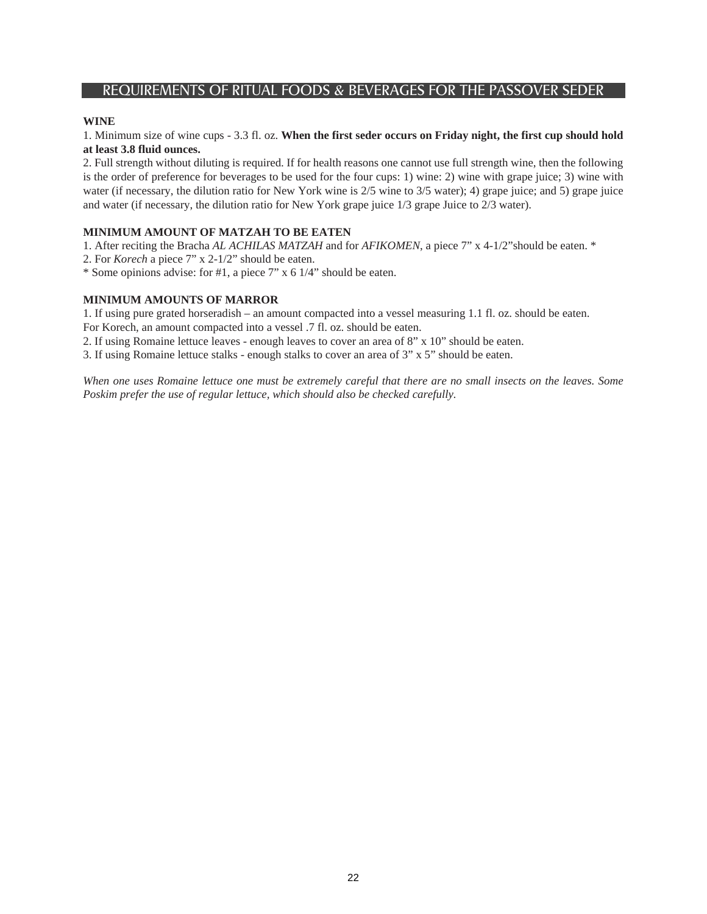## REQUIREMENTS OF RITUAL FOODS & BEVERAGES FOR THE PASSOVER SEDER

**WINE**

1. Minimum size of wine cups - 3.3 fl. oz. **When the first seder occurs on Friday night, the first cup should hold at least 3.8 fluid ounces.**

2. Full strength without diluting is required. If for health reasons one cannot use full strength wine, then the following is the order of preference for beverages to be used for the four cups: 1) wine: 2) wine with grape juice; 3) wine with water (if necessary, the dilution ratio for New York wine is 2/5 wine to 3/5 water); 4) grape juice; and 5) grape juice and water (if necessary, the dilution ratio for New York grape juice 1/3 grape Juice to 2/3 water).

**MINIMUM AMOUNT OF MATZAH TO BE EATEN**

1. After reciting the Bracha *AL ACHILAS MATZAH* and for *AFIKOMEN*, a piece 7" x 4-1/2"should be eaten. *
2. For *Korech* a piece 7" x 2-1/2" should be eaten.
* Some opinions advise: for #1, a piece 7" x 6 1/4" should be eaten.

**MINIMUM AMOUNTS OF MARROR**

1. If using pure grated horseradish – an amount compacted into a vessel measuring 1.1 fl. oz. should be eaten.
For Korech, an amount compacted into a vessel .7 fl. oz. should be eaten.
2. If using Romaine lettuce leaves - enough leaves to cover an area of 8" x 10" should be eaten.
3. If using Romaine lettuce stalks - enough stalks to cover an area of 3" x 5" should be eaten.

*When one uses Romaine lettuce one must be extremely careful that there are no small insects on the leaves. Some Poskim prefer the use of regular lettuce, which should also be checked carefully.*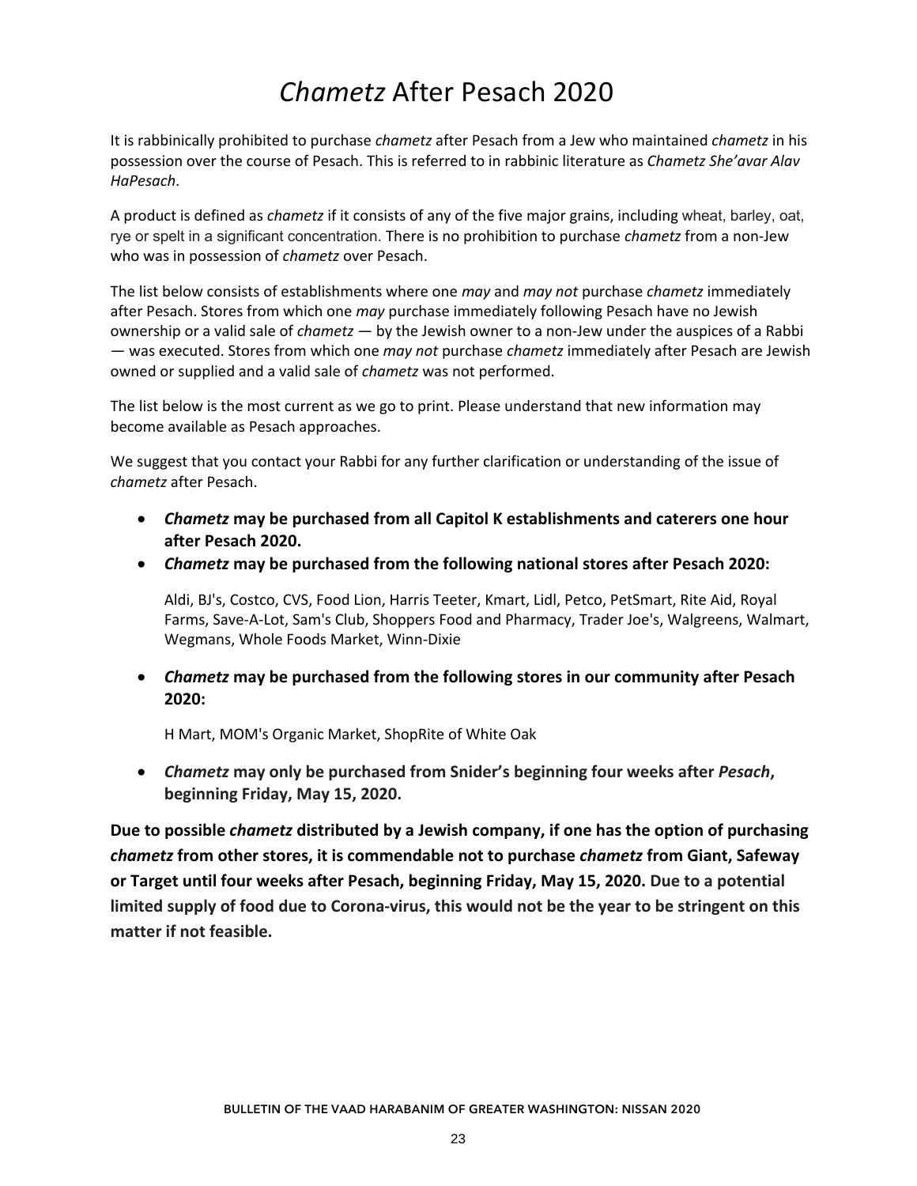# *Chametz* After Pesach 2020

It is rabbinically prohibited to purchase *chametz* after Pesach from a Jew who maintained *chametz* in his possession over the course of Pesach. This is referred to in rabbinic literature as *Chametz She'avar Alav HaPesach*.

A product is defined as *chametz* if it consists of any of the five major grains, including wheat, barley, oat, rye or spelt in a significant concentration. There is no prohibition to purchase *chametz* from a non-Jew who was in possession of *chametz* over Pesach.

The list below consists of establishments where one *may* and *may not* purchase *chametz* immediately after Pesach. Stores from which one *may* purchase immediately following Pesach have no Jewish ownership or a valid sale of *chametz* — by the Jewish owner to a non-Jew under the auspices of a Rabbi — was executed. Stores from which one *may not* purchase *chametz* immediately after Pesach are Jewish owned or supplied and a valid sale of *chametz* was not performed.

The list below is the most current as we go to print. Please understand that new information may become available as Pesach approaches.

We suggest that you contact your Rabbi for any further clarification or understanding of the issue of *chametz* after Pesach.

- ***Chametz* may be purchased from all Capitol K establishments and caterers one hour after Pesach 2020.**
- ***Chametz* may be purchased from the following national stores after Pesach 2020:**

  Aldi, BJ's, Costco, CVS, Food Lion, Harris Teeter, Kmart, Lidl, Petco, PetSmart, Rite Aid, Royal Farms, Save-A-Lot, Sam's Club, Shoppers Food and Pharmacy, Trader Joe's, Walgreens, Walmart, Wegmans, Whole Foods Market, Winn-Dixie

- ***Chametz* may be purchased from the following stores in our community after Pesach 2020:**

  H Mart, MOM's Organic Market, ShopRite of White Oak

- ***Chametz* may only be purchased from Snider's beginning four weeks after *Pesach*, beginning Friday, May 15, 2020.**

**Due to possible *chametz* distributed by a Jewish company, if one has the option of purchasing *chametz* from other stores, it is commendable not to purchase *chametz* from Giant, Safeway or Target until four weeks after Pesach, beginning Friday, May 15, 2020. Due to a potential limited supply of food due to Corona-virus, this would not be the year to be stringent on this matter if not feasible.**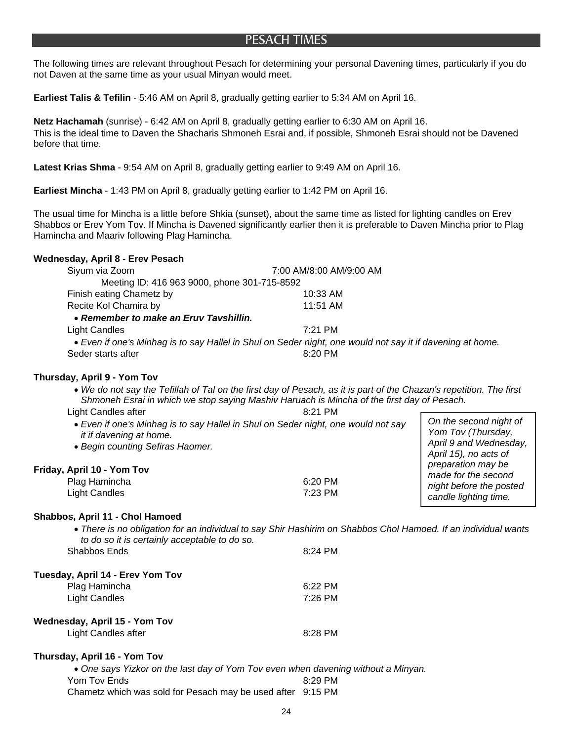# PESACH TIMES

The following times are relevant throughout Pesach for determining your personal Davening times, particularly if you do not Daven at the same time as your usual Minyan would meet.

**Earliest Talis & Tefilin** - 5:46 AM on April 8, gradually getting earlier to 5:34 AM on April 16.

**Netz Hachamah** (sunrise) - 6:42 AM on April 8, gradually getting earlier to 6:30 AM on April 16.
This is the ideal time to Daven the Shacharis Shmoneh Esrai and, if possible, Shmoneh Esrai should not be Davened before that time.

**Latest Krias Shma** - 9:54 AM on April 8, gradually getting earlier to 9:49 AM on April 16.

**Earliest Mincha** - 1:43 PM on April 8, gradually getting earlier to 1:42 PM on April 16.

The usual time for Mincha is a little before Shkia (sunset), about the same time as listed for lighting candles on Erev Shabbos or Erev Yom Tov. If Mincha is Davened significantly earlier then it is preferable to Daven Mincha prior to Plag Hamincha and Maariv following Plag Hamincha.

**Wednesday, April 8 - Erev Pesach**

Siyum via Zoom — 7:00 AM/8:00 AM/9:00 AM
Meeting ID: 416 963 9000, phone 301-715-8592
Finish eating Chametz by — 10:33 AM
Recite Kol Chamira by — 11:51 AM
- ***Remember to make an Eruv Tavshillin.***

Light Candles — 7:21 PM
- *Even if one's Minhag is to say Hallel in Shul on Seder night, one would not say it if davening at home.*

Seder starts after — 8:20 PM

**Thursday, April 9 - Yom Tov**

- *We do not say the Tefillah of Tal on the first day of Pesach, as it is part of the Chazan's repetition. The first Shmoneh Esrai in which we stop saying Mashiv Haruach is Mincha of the first day of Pesach.*

Light Candles after — 8:21 PM
- *Even if one's Minhag is to say Hallel in Shul on Seder night, one would not say it if davening at home.*
- *Begin counting Sefiras Haomer.*

*On the second night of Yom Tov (Thursday, April 9 and Wednesday, April 15), no acts of preparation may be made for the second night before the posted candle lighting time.*

**Friday, April 10 - Yom Tov**

Plag Hamincha — 6:20 PM
Light Candles — 7:23 PM

**Shabbos, April 11 - Chol Hamoed**

- *There is no obligation for an individual to say Shir Hashirim on Shabbos Chol Hamoed. If an individual wants to do so it is certainly acceptable to do so.*

Shabbos Ends — 8:24 PM

**Tuesday, April 14 - Erev Yom Tov**

Plag Hamincha — 6:22 PM
Light Candles — 7:26 PM

**Wednesday, April 15 - Yom Tov**

Light Candles after — 8:28 PM

**Thursday, April 16 - Yom Tov**

- *One says Yizkor on the last day of Yom Tov even when davening without a Minyan.*

Yom Tov Ends — 8:29 PM
Chametz which was sold for Pesach may be used after — 9:15 PM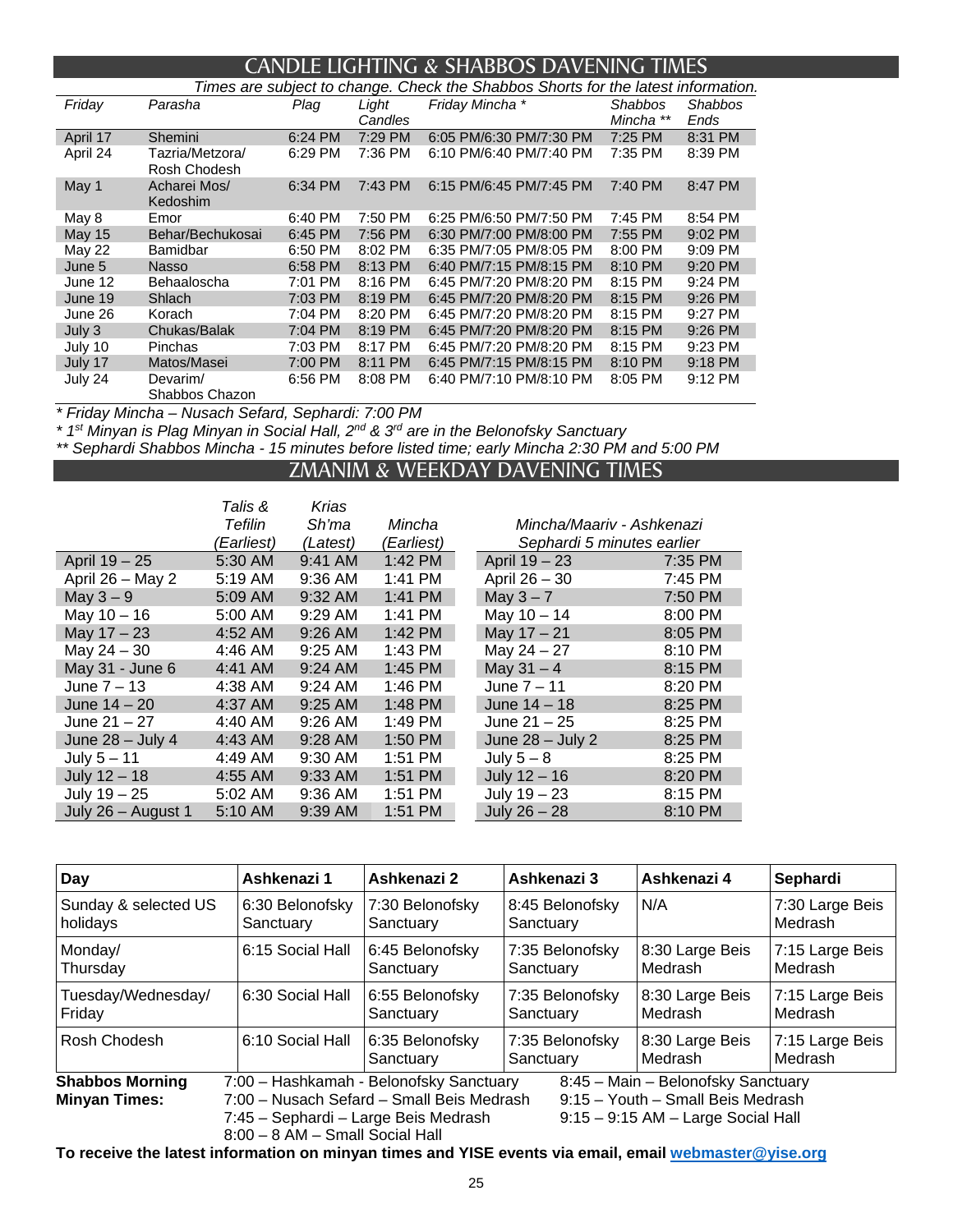## CANDLE LIGHTING & SHABBOS DAVENING TIMES

*Times are subject to change. Check the Shabbos Shorts for the latest information.*

| *Friday* | *Parasha* | *Plag* | *Light Candles* | *Friday Mincha \** | *Shabbos Mincha \*\** | *Shabbos Ends* |
|---|---|---|---|---|---|---|
| April 17 | Shemini | 6:24 PM | 7:29 PM | 6:05 PM/6:30 PM/7:30 PM | 7:25 PM | 8:31 PM |
| April 24 | Tazria/Metzora/ Rosh Chodesh | 6:29 PM | 7:36 PM | 6:10 PM/6:40 PM/7:40 PM | 7:35 PM | 8:39 PM |
| May 1 | Acharei Mos/ Kedoshim | 6:34 PM | 7:43 PM | 6:15 PM/6:45 PM/7:45 PM | 7:40 PM | 8:47 PM |
| May 8 | Emor | 6:40 PM | 7:50 PM | 6:25 PM/6:50 PM/7:50 PM | 7:45 PM | 8:54 PM |
| May 15 | Behar/Bechukosai | 6:45 PM | 7:56 PM | 6:30 PM/7:00 PM/8:00 PM | 7:55 PM | 9:02 PM |
| May 22 | Bamidbar | 6:50 PM | 8:02 PM | 6:35 PM/7:05 PM/8:05 PM | 8:00 PM | 9:09 PM |
| June 5 | Nasso | 6:58 PM | 8:13 PM | 6:40 PM/7:15 PM/8:15 PM | 8:10 PM | 9:20 PM |
| June 12 | Behaaloscha | 7:01 PM | 8:16 PM | 6:45 PM/7:20 PM/8:20 PM | 8:15 PM | 9:24 PM |
| June 19 | Shlach | 7:03 PM | 8:19 PM | 6:45 PM/7:20 PM/8:20 PM | 8:15 PM | 9:26 PM |
| June 26 | Korach | 7:04 PM | 8:20 PM | 6:45 PM/7:20 PM/8:20 PM | 8:15 PM | 9:27 PM |
| July 3 | Chukas/Balak | 7:04 PM | 8:19 PM | 6:45 PM/7:20 PM/8:20 PM | 8:15 PM | 9:26 PM |
| July 10 | Pinchas | 7:03 PM | 8:17 PM | 6:45 PM/7:20 PM/8:20 PM | 8:15 PM | 9:23 PM |
| July 17 | Matos/Masei | 7:00 PM | 8:11 PM | 6:45 PM/7:15 PM/8:15 PM | 8:10 PM | 9:18 PM |
| July 24 | Devarim/ Shabbos Chazon | 6:56 PM | 8:08 PM | 6:40 PM/7:10 PM/8:10 PM | 8:05 PM | 9:12 PM |

*\* Friday Mincha – Nusach Sefard, Sephardi: 7:00 PM*

*\* 1st Minyan is Plag Minyan in Social Hall, 2nd & 3rd are in the Belonofsky Sanctuary*

*\*\* Sephardi Shabbos Mincha - 15 minutes before listed time; early Mincha 2:30 PM and 5:00 PM*

## ZMANIM & WEEKDAY DAVENING TIMES

| | *Talis & Tefilin (Earliest)* | *Krias Sh'ma (Latest)* | *Mincha (Earliest)* |
|---|---|---|---|
| April 19 – 25 | 5:30 AM | 9:41 AM | 1:42 PM |
| April 26 – May 2 | 5:19 AM | 9:36 AM | 1:41 PM |
| May 3 – 9 | 5:09 AM | 9:32 AM | 1:41 PM |
| May 10 – 16 | 5:00 AM | 9:29 AM | 1:41 PM |
| May 17 – 23 | 4:52 AM | 9:26 AM | 1:42 PM |
| May 24 – 30 | 4:46 AM | 9:25 AM | 1:43 PM |
| May 31 - June 6 | 4:41 AM | 9:24 AM | 1:45 PM |
| June 7 – 13 | 4:38 AM | 9:24 AM | 1:46 PM |
| June 14 – 20 | 4:37 AM | 9:25 AM | 1:48 PM |
| June 21 – 27 | 4:40 AM | 9:26 AM | 1:49 PM |
| June 28 – July 4 | 4:43 AM | 9:28 AM | 1:50 PM |
| July 5 – 11 | 4:49 AM | 9:30 AM | 1:51 PM |
| July 12 – 18 | 4:55 AM | 9:33 AM | 1:51 PM |
| July 19 – 25 | 5:02 AM | 9:36 AM | 1:51 PM |
| July 26 – August 1 | 5:10 AM | 9:39 AM | 1:51 PM |

| *Mincha/Maariv - Ashkenazi Sephardi 5 minutes earlier* | |
|---|---|
| April 19 – 23 | 7:35 PM |
| April 26 – 30 | 7:45 PM |
| May 3 – 7 | 7:50 PM |
| May 10 – 14 | 8:00 PM |
| May 17 – 21 | 8:05 PM |
| May 24 – 27 | 8:10 PM |
| May 31 – 4 | 8:15 PM |
| June 7 – 11 | 8:20 PM |
| June 14 – 18 | 8:25 PM |
| June 21 – 25 | 8:25 PM |
| June 28 – July 2 | 8:25 PM |
| July 5 – 8 | 8:25 PM |
| July 12 – 16 | 8:20 PM |
| July 19 – 23 | 8:15 PM |
| July 26 – 28 | 8:10 PM |

| Day | Ashkenazi 1 | Ashkenazi 2 | Ashkenazi 3 | Ashkenazi 4 | Sephardi |
|---|---|---|---|---|---|
| Sunday & selected US holidays | 6:30 Belonofsky Sanctuary | 7:30 Belonofsky Sanctuary | 8:45 Belonofsky Sanctuary | N/A | 7:30 Large Beis Medrash |
| Monday/ Thursday | 6:15 Social Hall | 6:45 Belonofsky Sanctuary | 7:35 Belonofsky Sanctuary | 8:30 Large Beis Medrash | 7:15 Large Beis Medrash |
| Tuesday/Wednesday/ Friday | 6:30 Social Hall | 6:55 Belonofsky Sanctuary | 7:35 Belonofsky Sanctuary | 8:30 Large Beis Medrash | 7:15 Large Beis Medrash |
| Rosh Chodesh | 6:10 Social Hall | 6:35 Belonofsky Sanctuary | 7:35 Belonofsky Sanctuary | 8:30 Large Beis Medrash | 7:15 Large Beis Medrash |

**Shabbos Morning Minyan Times:**

- 7:00 – Hashkamah - Belonofsky Sanctuary
- 7:00 – Nusach Sefard – Small Beis Medrash
- 7:45 – Sephardi – Large Beis Medrash
- 8:00 – 8 AM – Small Social Hall
- 8:45 – Main – Belonofsky Sanctuary
- 9:15 – Youth – Small Beis Medrash
- 9:15 – 9:15 AM – Large Social Hall

**To receive the latest information on minyan times and YISE events via email, email webmaster@yise.org**